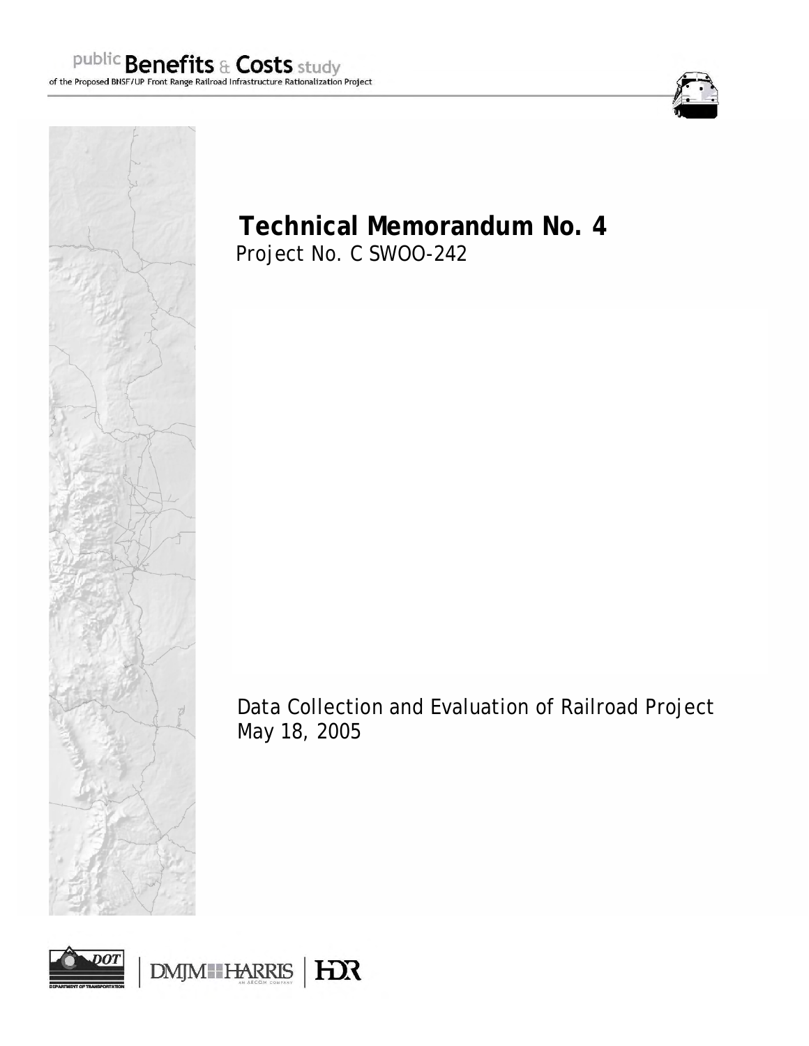public **Benefits** & **Costs** study
of the Proposed BNSF/UP Front Range Railroad Infrastructure Rationalization Project

# Technical Memorandum No. 4

Project No. C SWOO-242

Data Collection and Evaluation of Railroad Project
May 18, 2005

DOT DEPARTMENT OF TRANSPORTATION | DMJM HARRIS AN AECOM COMPANY | HDR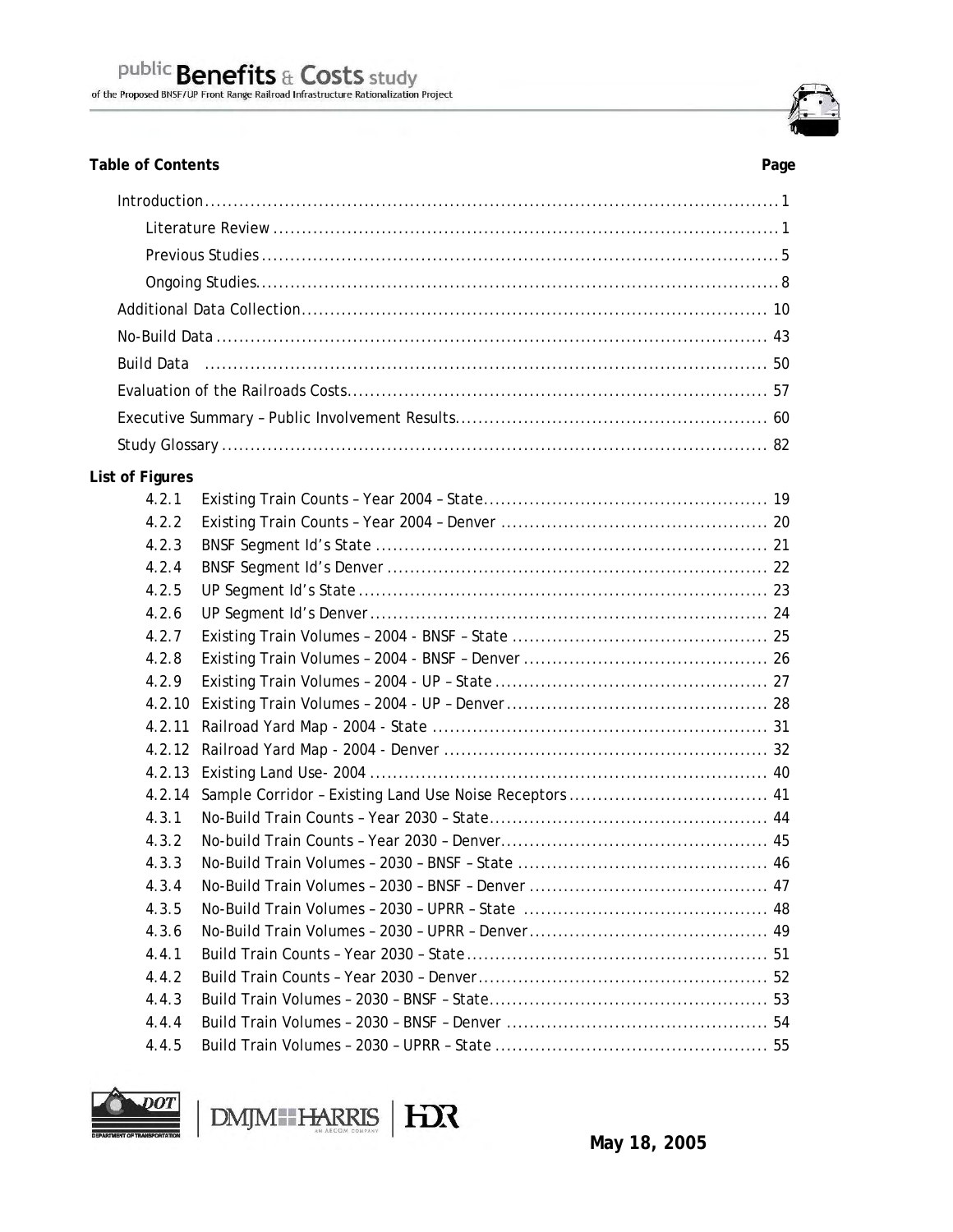**Table of Contents** **Page**

- Introduction ... 1
  - Literature Review ... 1
  - Previous Studies ... 5
  - Ongoing Studies ... 8
- Additional Data Collection ... 10
- No-Build Data ... 43
- Build Data ... 50
- Evaluation of the Railroads Costs ... 57
- Executive Summary – Public Involvement Results ... 60
- Study Glossary ... 82

**List of Figures**

| | | |
|---|---|---|
| 4.2.1 | Existing Train Counts – Year 2004 – State | 19 |
| 4.2.2 | Existing Train Counts – Year 2004 – Denver | 20 |
| 4.2.3 | BNSF Segment Id's State | 21 |
| 4.2.4 | BNSF Segment Id's Denver | 22 |
| 4.2.5 | UP Segment Id's State | 23 |
| 4.2.6 | UP Segment Id's Denver | 24 |
| 4.2.7 | Existing Train Volumes – 2004 - BNSF – State | 25 |
| 4.2.8 | Existing Train Volumes – 2004 - BNSF – Denver | 26 |
| 4.2.9 | Existing Train Volumes – 2004 - UP – State | 27 |
| 4.2.10 | Existing Train Volumes – 2004 - UP – Denver | 28 |
| 4.2.11 | Railroad Yard Map - 2004 - State | 31 |
| 4.2.12 | Railroad Yard Map - 2004 - Denver | 32 |
| 4.2.13 | Existing Land Use- 2004 | 40 |
| 4.2.14 | Sample Corridor – Existing Land Use Noise Receptors | 41 |
| 4.3.1 | No-Build Train Counts – Year 2030 – State | 44 |
| 4.3.2 | No-build Train Counts – Year 2030 – Denver | 45 |
| 4.3.3 | No-Build Train Volumes – 2030 – BNSF – State | 46 |
| 4.3.4 | No-Build Train Volumes – 2030 – BNSF – Denver | 47 |
| 4.3.5 | No-Build Train Volumes – 2030 – UPRR – State | 48 |
| 4.3.6 | No-Build Train Volumes – 2030 – UPRR – Denver | 49 |
| 4.4.1 | Build Train Counts – Year 2030 – State | 51 |
| 4.4.2 | Build Train Counts – Year 2030 – Denver | 52 |
| 4.4.3 | Build Train Volumes – 2030 – BNSF – State | 53 |
| 4.4.4 | Build Train Volumes – 2030 – BNSF – Denver | 54 |
| 4.4.5 | Build Train Volumes – 2030 – UPRR – State | 55 |

May 18, 2005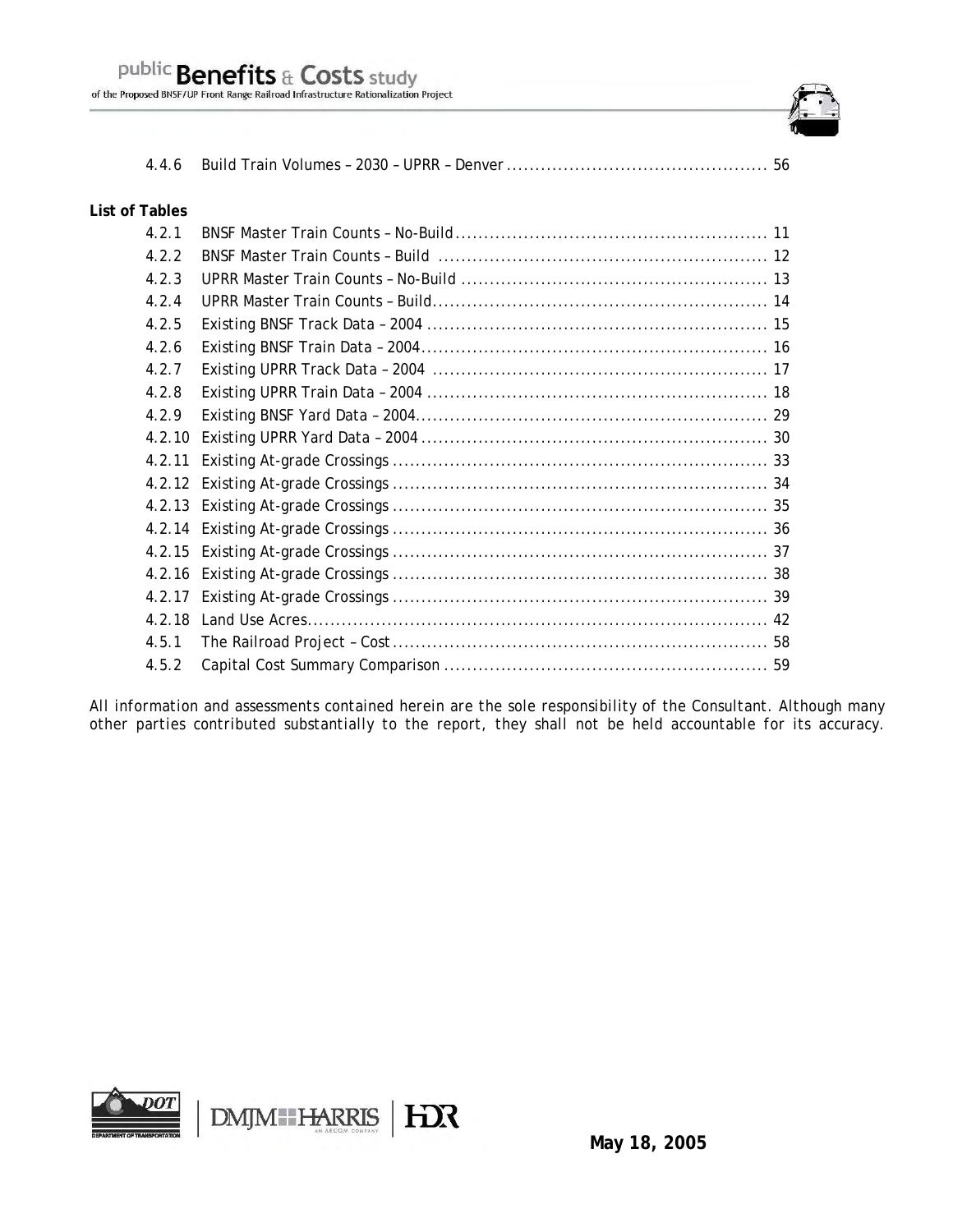4.4.6 Build Train Volumes – 2030 – UPRR – Denver ............................................ 56

**List of Tables**

4.2.1 BNSF Master Train Counts – No-Build ...................................................... 11
4.2.2 BNSF Master Train Counts – Build ......................................................... 12
4.2.3 UPRR Master Train Counts – No-Build ..................................................... 13
4.2.4 UPRR Master Train Counts – Build .......................................................... 14
4.2.5 Existing BNSF Track Data – 2004 ........................................................... 15
4.2.6 Existing BNSF Train Data – 2004 ............................................................ 16
4.2.7 Existing UPRR Track Data – 2004 .......................................................... 17
4.2.8 Existing UPRR Train Data – 2004 ........................................................... 18
4.2.9 Existing BNSF Yard Data – 2004 ............................................................. 29
4.2.10 Existing UPRR Yard Data – 2004 ........................................................... 30
4.2.11 Existing At-grade Crossings ................................................................. 33
4.2.12 Existing At-grade Crossings ................................................................. 34
4.2.13 Existing At-grade Crossings ................................................................. 35
4.2.14 Existing At-grade Crossings ................................................................. 36
4.2.15 Existing At-grade Crossings ................................................................. 37
4.2.16 Existing At-grade Crossings ................................................................. 38
4.2.17 Existing At-grade Crossings ................................................................. 39
4.2.18 Land Use Acres ................................................................................. 42
4.5.1 The Railroad Project – Cost ................................................................. 58
4.5.2 Capital Cost Summary Comparison ........................................................ 59

*All information and assessments contained herein are the sole responsibility of the Consultant. Although many other parties contributed substantially to the report, they shall not be held accountable for its accuracy.*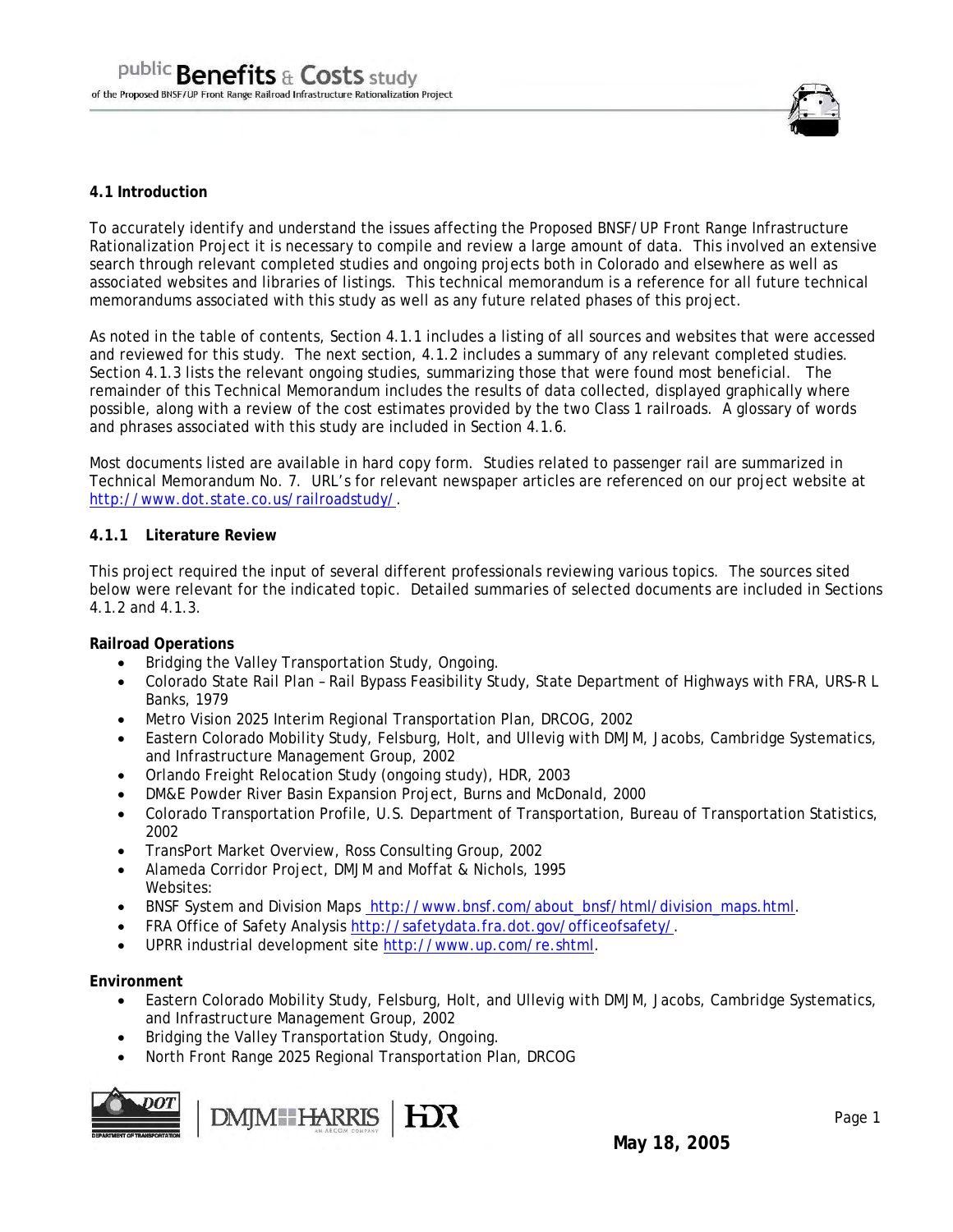## 4.1 Introduction

To accurately identify and understand the issues affecting the Proposed BNSF/UP Front Range Infrastructure Rationalization Project it is necessary to compile and review a large amount of data. This involved an extensive search through relevant completed studies and ongoing projects both in Colorado and elsewhere as well as associated websites and libraries of listings. This technical memorandum is a reference for all future technical memorandums associated with this study as well as any future related phases of this project.

As noted in the table of contents, Section 4.1.1 includes a listing of all sources and websites that were accessed and reviewed for this study. The next section, 4.1.2 includes a summary of any relevant completed studies. Section 4.1.3 lists the relevant ongoing studies, summarizing those that were found most beneficial. The remainder of this Technical Memorandum includes the results of data collected, displayed graphically where possible, along with a review of the cost estimates provided by the two Class 1 railroads. A glossary of words and phrases associated with this study are included in Section 4.1.6.

Most documents listed are available in hard copy form. Studies related to passenger rail are summarized in Technical Memorandum No. 7. URL's for relevant newspaper articles are referenced on our project website at http://www.dot.state.co.us/railroadstudy/.

### 4.1.1 Literature Review

This project required the input of several different professionals reviewing various topics. The sources sited below were relevant for the indicated topic. Detailed summaries of selected documents are included in Sections 4.1.2 and 4.1.3.

**Railroad Operations**

- Bridging the Valley Transportation Study, Ongoing.
- Colorado State Rail Plan – Rail Bypass Feasibility Study, State Department of Highways with FRA, URS-R L Banks, 1979
- Metro Vision 2025 Interim Regional Transportation Plan, DRCOG, 2002
- Eastern Colorado Mobility Study, Felsburg, Holt, and Ullevig with DMJM, Jacobs, Cambridge Systematics, and Infrastructure Management Group, 2002
- Orlando Freight Relocation Study (ongoing study), HDR, 2003
- DM&E Powder River Basin Expansion Project, Burns and McDonald, 2000
- Colorado Transportation Profile, U.S. Department of Transportation, Bureau of Transportation Statistics, 2002
- TransPort Market Overview, Ross Consulting Group, 2002
- Alameda Corridor Project, DMJM and Moffat & Nichols, 1995
  Websites:
- BNSF System and Division Maps http://www.bnsf.com/about_bnsf/html/division_maps.html.
- FRA Office of Safety Analysis http://safetydata.fra.dot.gov/officeofsafety/.
- UPRR industrial development site http://www.up.com/re.shtml.

**Environment**

- Eastern Colorado Mobility Study, Felsburg, Holt, and Ullevig with DMJM, Jacobs, Cambridge Systematics, and Infrastructure Management Group, 2002
- Bridging the Valley Transportation Study, Ongoing.
- North Front Range 2025 Regional Transportation Plan, DRCOG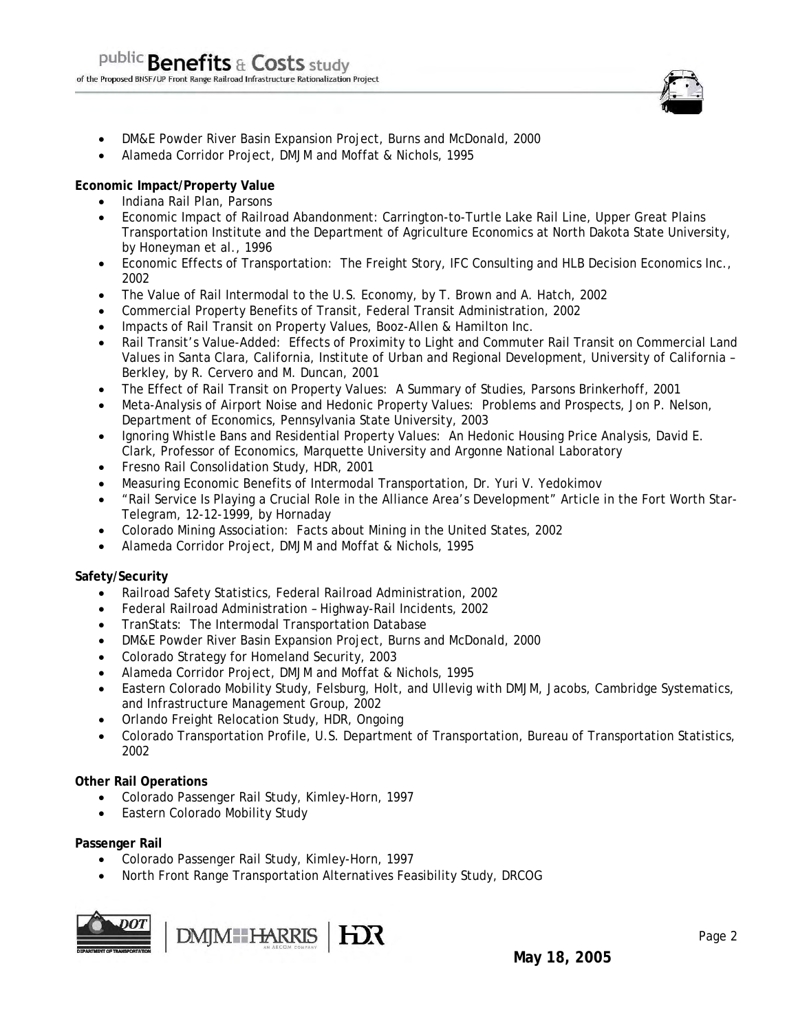- DM&E Powder River Basin Expansion Project, Burns and McDonald, 2000
- Alameda Corridor Project, DMJM and Moffat & Nichols, 1995

**Economic Impact/Property Value**

- Indiana Rail Plan, Parsons
- Economic Impact of Railroad Abandonment: Carrington-to-Turtle Lake Rail Line, Upper Great Plains Transportation Institute and the Department of Agriculture Economics at North Dakota State University, by Honeyman et al., 1996
- Economic Effects of Transportation: The Freight Story, IFC Consulting and HLB Decision Economics Inc., 2002
- The Value of Rail Intermodal to the U.S. Economy, by T. Brown and A. Hatch, 2002
- Commercial Property Benefits of Transit, Federal Transit Administration, 2002
- Impacts of Rail Transit on Property Values, Booz-Allen & Hamilton Inc.
- Rail Transit's Value-Added: Effects of Proximity to Light and Commuter Rail Transit on Commercial Land Values in Santa Clara, California, Institute of Urban and Regional Development, University of California – Berkley, by R. Cervero and M. Duncan, 2001
- The Effect of Rail Transit on Property Values: A Summary of Studies, Parsons Brinkerhoff, 2001
- Meta-Analysis of Airport Noise and Hedonic Property Values: Problems and Prospects, Jon P. Nelson, Department of Economics, Pennsylvania State University, 2003
- Ignoring Whistle Bans and Residential Property Values: An Hedonic Housing Price Analysis, David E. Clark, Professor of Economics, Marquette University and Argonne National Laboratory
- Fresno Rail Consolidation Study, HDR, 2001
- Measuring Economic Benefits of Intermodal Transportation, Dr. Yuri V. Yedokimov
- "Rail Service Is Playing a Crucial Role in the Alliance Area's Development" Article in the Fort Worth Star-Telegram, 12-12-1999, by Hornaday
- Colorado Mining Association: Facts about Mining in the United States, 2002
- Alameda Corridor Project, DMJM and Moffat & Nichols, 1995

**Safety/Security**

- Railroad Safety Statistics, Federal Railroad Administration, 2002
- Federal Railroad Administration – Highway-Rail Incidents, 2002
- TranStats: The Intermodal Transportation Database
- DM&E Powder River Basin Expansion Project, Burns and McDonald, 2000
- Colorado Strategy for Homeland Security, 2003
- Alameda Corridor Project, DMJM and Moffat & Nichols, 1995
- Eastern Colorado Mobility Study, Felsburg, Holt, and Ullevig with DMJM, Jacobs, Cambridge Systematics, and Infrastructure Management Group, 2002
- Orlando Freight Relocation Study, HDR, Ongoing
- Colorado Transportation Profile, U.S. Department of Transportation, Bureau of Transportation Statistics, 2002

**Other Rail Operations**

- Colorado Passenger Rail Study, Kimley-Horn, 1997
- Eastern Colorado Mobility Study

**Passenger Rail**

- Colorado Passenger Rail Study, Kimley-Horn, 1997
- North Front Range Transportation Alternatives Feasibility Study, DRCOG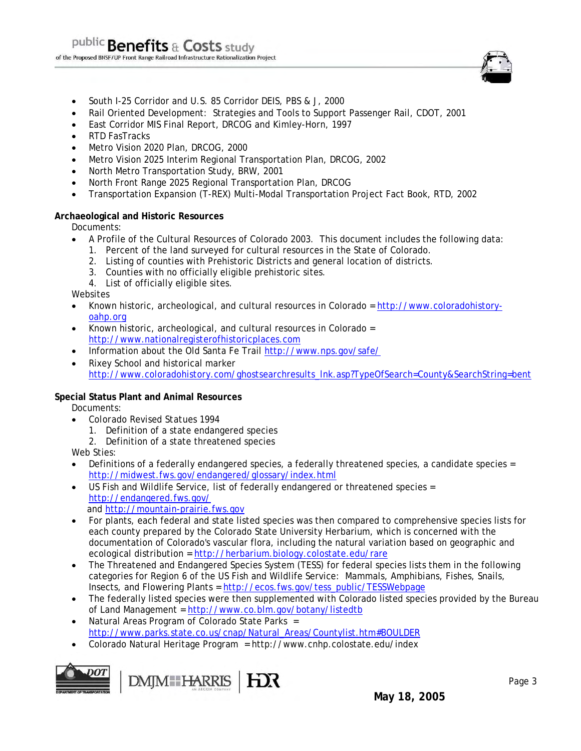- South I-25 Corridor and U.S. 85 Corridor DEIS, PBS & J, 2000
- Rail Oriented Development: Strategies and Tools to Support Passenger Rail, CDOT, 2001
- East Corridor MIS Final Report, DRCOG and Kimley-Horn, 1997
- RTD FasTracks
- Metro Vision 2020 Plan, DRCOG, 2000
- Metro Vision 2025 Interim Regional Transportation Plan, DRCOG, 2002
- North Metro Transportation Study, BRW, 2001
- North Front Range 2025 Regional Transportation Plan, DRCOG
- Transportation Expansion (T-REX) Multi-Modal Transportation Project Fact Book, RTD, 2002

**Archaeological and Historic Resources**

Documents:

- A Profile of the Cultural Resources of Colorado 2003. This document includes the following data:
  1. Percent of the land surveyed for cultural resources in the State of Colorado.
  2. Listing of counties with Prehistoric Districts and general location of districts.
  3. Counties with no officially eligible prehistoric sites.
  4. List of officially eligible sites.

Websites

- Known historic, archeological, and cultural resources in Colorado = http://www.coloradohistory-oahp.org
- Known historic, archeological, and cultural resources in Colorado = http://www.nationalregisterofhistoricplaces.com
- Information about the Old Santa Fe Trail http://www.nps.gov/safe/
- Rixey School and historical marker http://www.coloradohistory.com/ghostsearchresults_lnk.asp?TypeOfSearch=County&SearchString=bent

**Special Status Plant and Animal Resources**

Documents:

- Colorado Revised Statues 1994
  1. Definition of a state endangered species
  2. Definition of a state threatened species

Web Sties:

- Definitions of a federally endangered species, a federally threatened species, a candidate species = http://midwest.fws.gov/endangered/glossary/index.html
- US Fish and Wildlife Service, list of federally endangered or threatened species = http://endangered.fws.gov/ and http://mountain-prairie.fws.gov
- For plants, each federal and state listed species was then compared to comprehensive species lists for each county prepared by the Colorado State University Herbarium, which is concerned with the documentation of Colorado's vascular flora, including the natural variation based on geographic and ecological distribution = http://herbarium.biology.colostate.edu/rare
- The Threatened and Endangered Species System (TESS) for federal species lists them in the following categories for Region 6 of the US Fish and Wildlife Service: Mammals, Amphibians, Fishes, Snails, Insects, and Flowering Plants = http://ecos.fws.gov/tess_public/TESSWebpage
- The federally listed species were then supplemented with Colorado listed species provided by the Bureau of Land Management = http://www.co.blm.gov/botany/listedtb
- Natural Areas Program of Colorado State Parks = http://www.parks.state.co.us/cnap/Natural_Areas/Countylist.htm#BOULDER
- Colorado Natural Heritage Program = http://www.cnhp.colostate.edu/index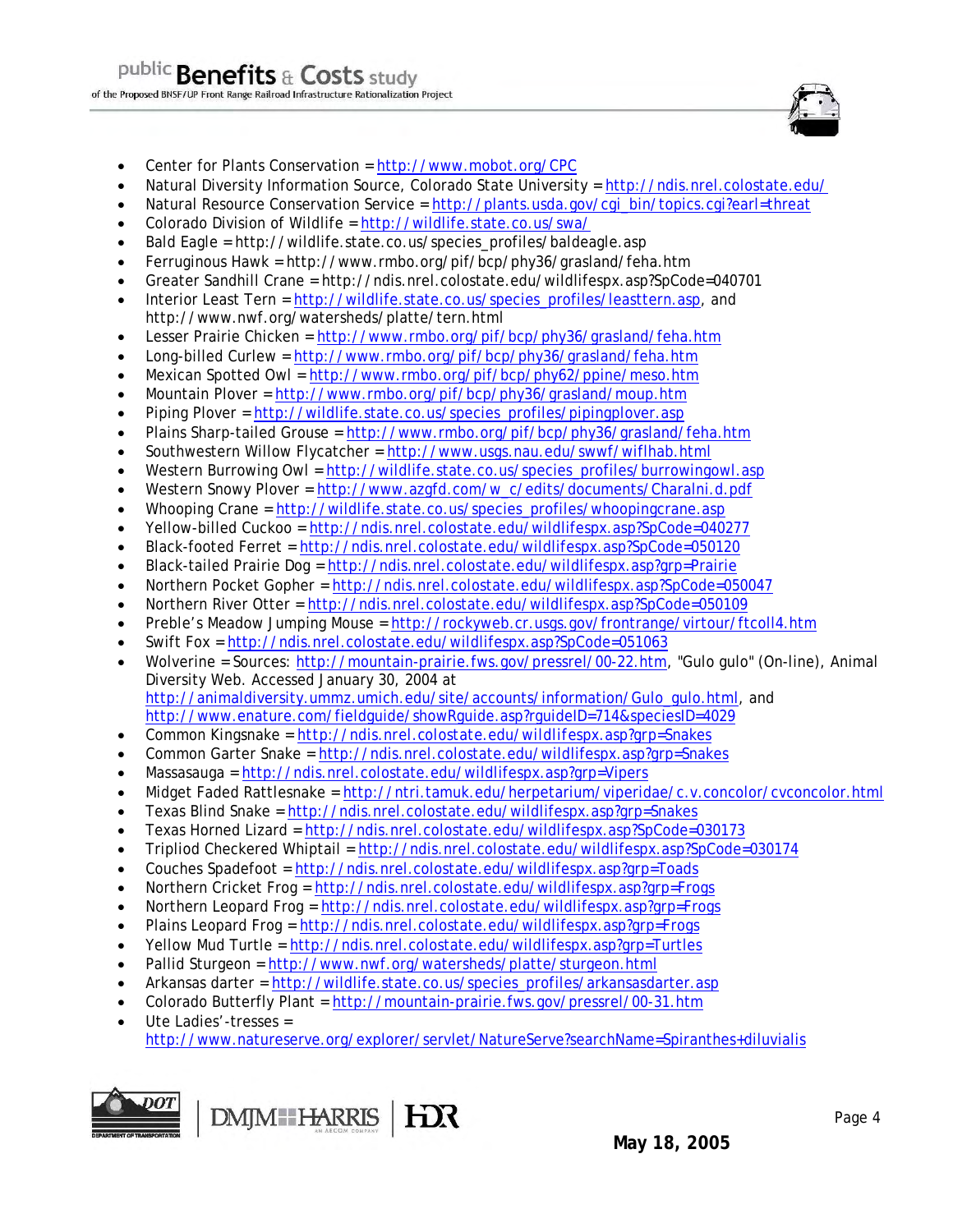- Center for Plants Conservation = http://www.mobot.org/CPC
- Natural Diversity Information Source, Colorado State University = http://ndis.nrel.colostate.edu/
- Natural Resource Conservation Service = http://plants.usda.gov/cgi_bin/topics.cgi?earl=threat
- Colorado Division of Wildlife = http://wildlife.state.co.us/swa/
- Bald Eagle = http://wildlife.state.co.us/species_profiles/baldeagle.asp
- Ferruginous Hawk = http://www.rmbo.org/pif/bcp/phy36/grasland/feha.htm
- Greater Sandhill Crane = http://ndis.nrel.colostate.edu/wildlifespx.asp?SpCode=040701
- Interior Least Tern = http://wildlife.state.co.us/species_profiles/leasttern.asp, and http://www.nwf.org/watersheds/platte/tern.html
- Lesser Prairie Chicken = http://www.rmbo.org/pif/bcp/phy36/grasland/feha.htm
- Long-billed Curlew = http://www.rmbo.org/pif/bcp/phy36/grasland/feha.htm
- Mexican Spotted Owl = http://www.rmbo.org/pif/bcp/phy62/ppine/meso.htm
- Mountain Plover = http://www.rmbo.org/pif/bcp/phy36/grasland/moup.htm
- Piping Plover = http://wildlife.state.co.us/species_profiles/pipingplover.asp
- Plains Sharp-tailed Grouse = http://www.rmbo.org/pif/bcp/phy36/grasland/feha.htm
- Southwestern Willow Flycatcher = http://www.usgs.nau.edu/swwf/wiflhab.html
- Western Burrowing Owl = http://wildlife.state.co.us/species_profiles/burrowingowl.asp
- Western Snowy Plover = http://www.azgfd.com/w_c/edits/documents/Charalni.d.pdf
- Whooping Crane = http://wildlife.state.co.us/species_profiles/whoopingcrane.asp
- Yellow-billed Cuckoo = http://ndis.nrel.colostate.edu/wildlifespx.asp?SpCode=040277
- Black-footed Ferret = http://ndis.nrel.colostate.edu/wildlifespx.asp?SpCode=050120
- Black-tailed Prairie Dog = http://ndis.nrel.colostate.edu/wildlifespx.asp?grp=Prairie
- Northern Pocket Gopher = http://ndis.nrel.colostate.edu/wildlifespx.asp?SpCode=050047
- Northern River Otter = http://ndis.nrel.colostate.edu/wildlifespx.asp?SpCode=050109
- Preble's Meadow Jumping Mouse = http://rockyweb.cr.usgs.gov/frontrange/virtour/ftcoll4.htm
- Swift Fox = http://ndis.nrel.colostate.edu/wildlifespx.asp?SpCode=051063
- Wolverine = Sources: http://mountain-prairie.fws.gov/pressrel/00-22.htm, "Gulo gulo" (On-line), Animal Diversity Web. Accessed January 30, 2004 at http://animaldiversity.ummz.umich.edu/site/accounts/information/Gulo_gulo.html, and http://www.enature.com/fieldguide/showRguide.asp?rguideID=714&speciesID=4029
- Common Kingsnake = http://ndis.nrel.colostate.edu/wildlifespx.asp?grp=Snakes
- Common Garter Snake = http://ndis.nrel.colostate.edu/wildlifespx.asp?grp=Snakes
- Massasauga = http://ndis.nrel.colostate.edu/wildlifespx.asp?grp=Vipers
- Midget Faded Rattlesnake = http://ntri.tamuk.edu/herpetarium/viperidae/c.v.concolor/cvconcolor.html
- Texas Blind Snake = http://ndis.nrel.colostate.edu/wildlifespx.asp?grp=Snakes
- Texas Horned Lizard = http://ndis.nrel.colostate.edu/wildlifespx.asp?SpCode=030173
- Tripliod Checkered Whiptail = http://ndis.nrel.colostate.edu/wildlifespx.asp?SpCode=030174
- Couches Spadefoot = http://ndis.nrel.colostate.edu/wildlifespx.asp?grp=Toads
- Northern Cricket Frog = http://ndis.nrel.colostate.edu/wildlifespx.asp?grp=Frogs
- Northern Leopard Frog = http://ndis.nrel.colostate.edu/wildlifespx.asp?grp=Frogs
- Plains Leopard Frog = http://ndis.nrel.colostate.edu/wildlifespx.asp?grp=Frogs
- Yellow Mud Turtle = http://ndis.nrel.colostate.edu/wildlifespx.asp?grp=Turtles
- Pallid Sturgeon = http://www.nwf.org/watersheds/platte/sturgeon.html
- Arkansas darter = http://wildlife.state.co.us/species_profiles/arkansasdarter.asp
- Colorado Butterfly Plant = http://mountain-prairie.fws.gov/pressrel/00-31.htm
- Ute Ladies'-tresses = http://www.natureserve.org/explorer/servlet/NatureServe?searchName=Spiranthes+diluvialis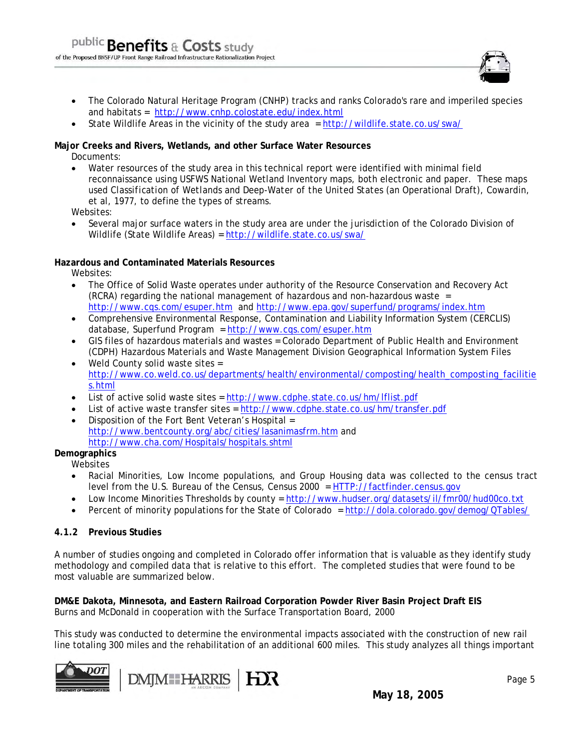- The Colorado Natural Heritage Program (CNHP) tracks and ranks Colorado's rare and imperiled species and habitats = http://www.cnhp.colostate.edu/index.html
- State Wildlife Areas in the vicinity of the study area = http://wildlife.state.co.us/swa/

**Major Creeks and Rivers, Wetlands, and other Surface Water Resources**

Documents:

- Water resources of the study area in this technical report were identified with minimal field reconnaissance using USFWS National Wetland Inventory maps, both electronic and paper. These maps used Classification of Wetlands and Deep-Water of the United States (an Operational Draft), Cowardin, et al, 1977, to define the types of streams.

Websites:

- Several major surface waters in the study area are under the jurisdiction of the Colorado Division of Wildlife (State Wildlife Areas) = http://wildlife.state.co.us/swa/

**Hazardous and Contaminated Materials Resources**

Websites:

- The Office of Solid Waste operates under authority of the Resource Conservation and Recovery Act (RCRA) regarding the national management of hazardous and non-hazardous waste = http://www.cqs.com/esuper.htm and http://www.epa.gov/superfund/programs/index.htm
- Comprehensive Environmental Response, Contamination and Liability Information System (CERCLIS) database, Superfund Program = http://www.cqs.com/esuper.htm
- GIS files of hazardous materials and wastes = Colorado Department of Public Health and Environment (CDPH) Hazardous Materials and Waste Management Division Geographical Information System Files
- Weld County solid waste sites = http://www.co.weld.co.us/departments/health/environmental/composting/health_composting_facilities.html
- List of active solid waste sites = http://www.cdphe.state.co.us/hm/lflist.pdf
- List of active waste transfer sites = http://www.cdphe.state.co.us/hm/transfer.pdf
- Disposition of the Fort Bent Veteran's Hospital = http://www.bentcounty.org/abc/cities/lasanimasfrm.htm and http://www.cha.com/Hospitals/hospitals.shtml

**Demographics**

Websites

- Racial Minorities, Low Income populations, and Group Housing data was collected to the census tract level from the U.S. Bureau of the Census, Census 2000 = HTTP://factfinder.census.gov
- Low Income Minorities Thresholds by county = http://www.hudser.org/datasets/il/fmr00/hud00co.txt
- Percent of minority populations for the State of Colorado = http://dola.colorado.gov/demog/QTables/

### 4.1.2 Previous Studies

A number of studies ongoing and completed in Colorado offer information that is valuable as they identify study methodology and compiled data that is relative to this effort. The completed studies that were found to be most valuable are summarized below.

**DM&E Dakota, Minnesota, and Eastern Railroad Corporation Powder River Basin Project Draft EIS**
Burns and McDonald in cooperation with the Surface Transportation Board, 2000

This study was conducted to determine the environmental impacts associated with the construction of new rail line totaling 300 miles and the rehabilitation of an additional 600 miles. This study analyzes all things important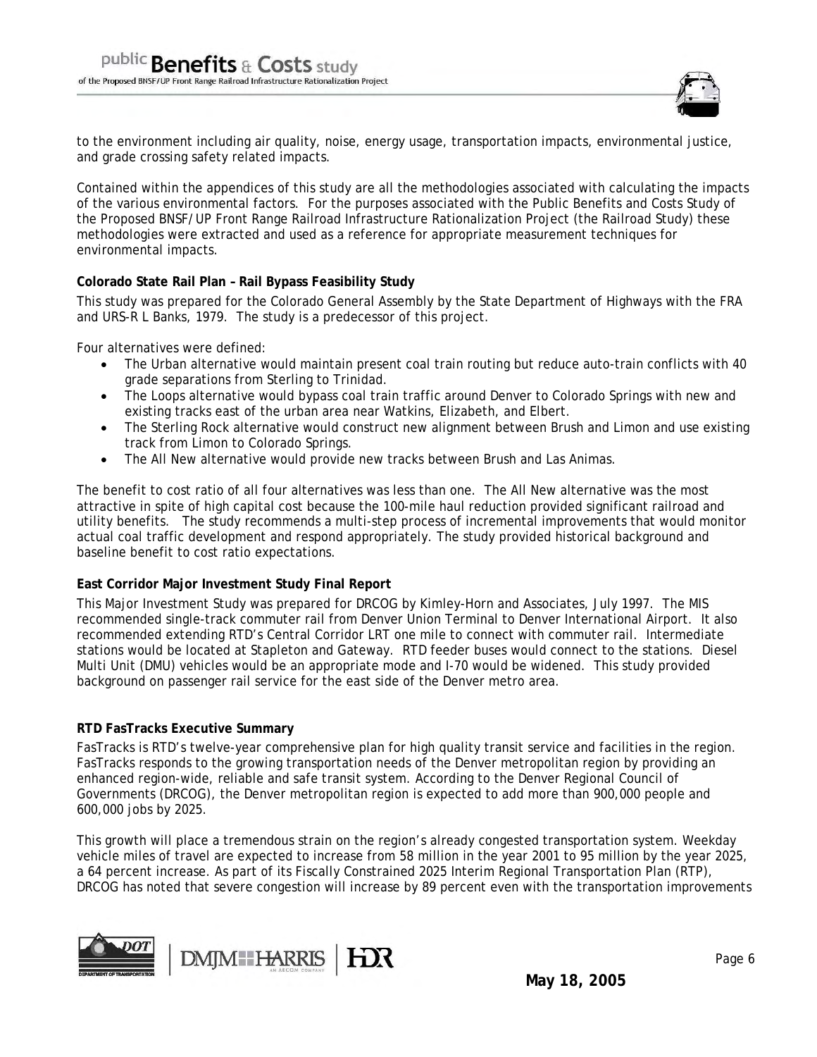to the environment including air quality, noise, energy usage, transportation impacts, environmental justice, and grade crossing safety related impacts.

Contained within the appendices of this study are all the methodologies associated with calculating the impacts of the various environmental factors. For the purposes associated with the Public Benefits and Costs Study of the Proposed BNSF/UP Front Range Railroad Infrastructure Rationalization Project (the Railroad Study) these methodologies were extracted and used as a reference for appropriate measurement techniques for environmental impacts.

**Colorado State Rail Plan – Rail Bypass Feasibility Study**

This study was prepared for the Colorado General Assembly by the State Department of Highways with the FRA and URS-R L Banks, 1979. The study is a predecessor of this project.

Four alternatives were defined:

- The Urban alternative would maintain present coal train routing but reduce auto-train conflicts with 40 grade separations from Sterling to Trinidad.
- The Loops alternative would bypass coal train traffic around Denver to Colorado Springs with new and existing tracks east of the urban area near Watkins, Elizabeth, and Elbert.
- The Sterling Rock alternative would construct new alignment between Brush and Limon and use existing track from Limon to Colorado Springs.
- The All New alternative would provide new tracks between Brush and Las Animas.

The benefit to cost ratio of all four alternatives was less than one. The All New alternative was the most attractive in spite of high capital cost because the 100-mile haul reduction provided significant railroad and utility benefits. The study recommends a multi-step process of incremental improvements that would monitor actual coal traffic development and respond appropriately. The study provided historical background and baseline benefit to cost ratio expectations.

**East Corridor Major Investment Study Final Report**

This Major Investment Study was prepared for DRCOG by Kimley-Horn and Associates, July 1997. The MIS recommended single-track commuter rail from Denver Union Terminal to Denver International Airport. It also recommended extending RTD's Central Corridor LRT one mile to connect with commuter rail. Intermediate stations would be located at Stapleton and Gateway. RTD feeder buses would connect to the stations. Diesel Multi Unit (DMU) vehicles would be an appropriate mode and I-70 would be widened. This study provided background on passenger rail service for the east side of the Denver metro area.

**RTD FasTracks Executive Summary**

FasTracks is RTD's twelve-year comprehensive plan for high quality transit service and facilities in the region. FasTracks responds to the growing transportation needs of the Denver metropolitan region by providing an enhanced region-wide, reliable and safe transit system. According to the Denver Regional Council of Governments (DRCOG), the Denver metropolitan region is expected to add more than 900,000 people and 600,000 jobs by 2025.

This growth will place a tremendous strain on the region's already congested transportation system. Weekday vehicle miles of travel are expected to increase from 58 million in the year 2001 to 95 million by the year 2025, a 64 percent increase. As part of its Fiscally Constrained 2025 Interim Regional Transportation Plan (RTP), DRCOG has noted that severe congestion will increase by 89 percent even with the transportation improvements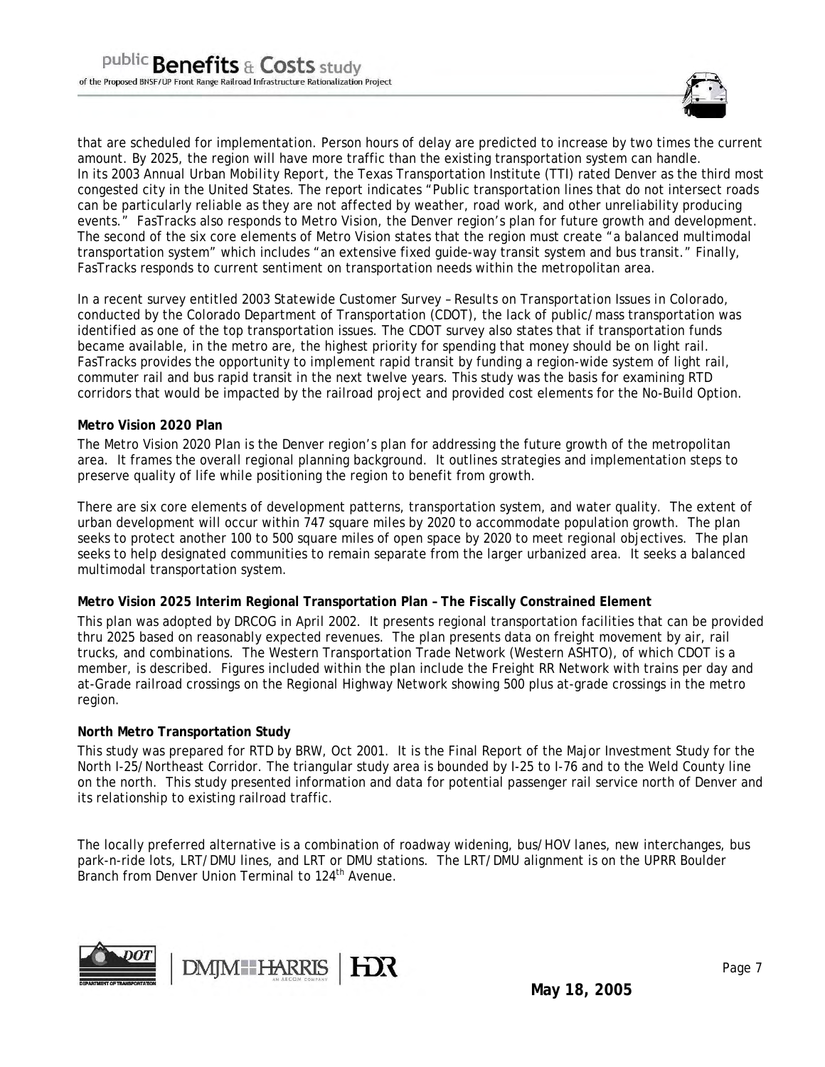that are scheduled for implementation. Person hours of delay are predicted to increase by two times the current amount. By 2025, the region will have more traffic than the existing transportation system can handle. In its 2003 Annual Urban Mobility Report, the Texas Transportation Institute (TTI) rated Denver as the third most congested city in the United States. The report indicates "Public transportation lines that do not intersect roads can be particularly reliable as they are not affected by weather, road work, and other unreliability producing events." FasTracks also responds to Metro Vision, the Denver region's plan for future growth and development. The second of the six core elements of Metro Vision states that the region must create "a balanced multimodal transportation system" which includes "an extensive fixed guide-way transit system and bus transit." Finally, FasTracks responds to current sentiment on transportation needs within the metropolitan area.

In a recent survey entitled *2003 Statewide Customer Survey – Results on Transportation Issues in Colorado*, conducted by the Colorado Department of Transportation (CDOT), the lack of public/mass transportation was identified as one of the top transportation issues. The CDOT survey also states that if transportation funds became available, in the metro are, the highest priority for spending that money should be on light rail. FasTracks provides the opportunity to implement rapid transit by funding a region-wide system of light rail, commuter rail and bus rapid transit in the next twelve years. This study was the basis for examining RTD corridors that would be impacted by the railroad project and provided cost elements for the No-Build Option.

**Metro Vision 2020 Plan**

The Metro Vision 2020 Plan is the Denver region's plan for addressing the future growth of the metropolitan area. It frames the overall regional planning background. It outlines strategies and implementation steps to preserve quality of life while positioning the region to benefit from growth.

There are six core elements of development patterns, transportation system, and water quality. The extent of urban development will occur within 747 square miles by 2020 to accommodate population growth. The plan seeks to protect another 100 to 500 square miles of open space by 2020 to meet regional objectives. The plan seeks to help designated communities to remain separate from the larger urbanized area. It seeks a balanced multimodal transportation system.

**Metro Vision 2025 Interim Regional Transportation Plan – The Fiscally Constrained Element**

This plan was adopted by DRCOG in April 2002. It presents regional transportation facilities that can be provided thru 2025 based on reasonably expected revenues. The plan presents data on freight movement by air, rail trucks, and combinations. The Western Transportation Trade Network (Western ASHTO), of which CDOT is a member, is described. Figures included within the plan include the Freight RR Network with trains per day and at-Grade railroad crossings on the Regional Highway Network showing 500 plus at-grade crossings in the metro region.

**North Metro Transportation Study**

This study was prepared for RTD by BRW, Oct 2001. It is the Final Report of the Major Investment Study for the North I-25/Northeast Corridor. The triangular study area is bounded by I-25 to I-76 and to the Weld County line on the north. This study presented information and data for potential passenger rail service north of Denver and its relationship to existing railroad traffic.

The locally preferred alternative is a combination of roadway widening, bus/HOV lanes, new interchanges, bus park-n-ride lots, LRT/DMU lines, and LRT or DMU stations. The LRT/DMU alignment is on the UPRR Boulder Branch from Denver Union Terminal to 124th Avenue.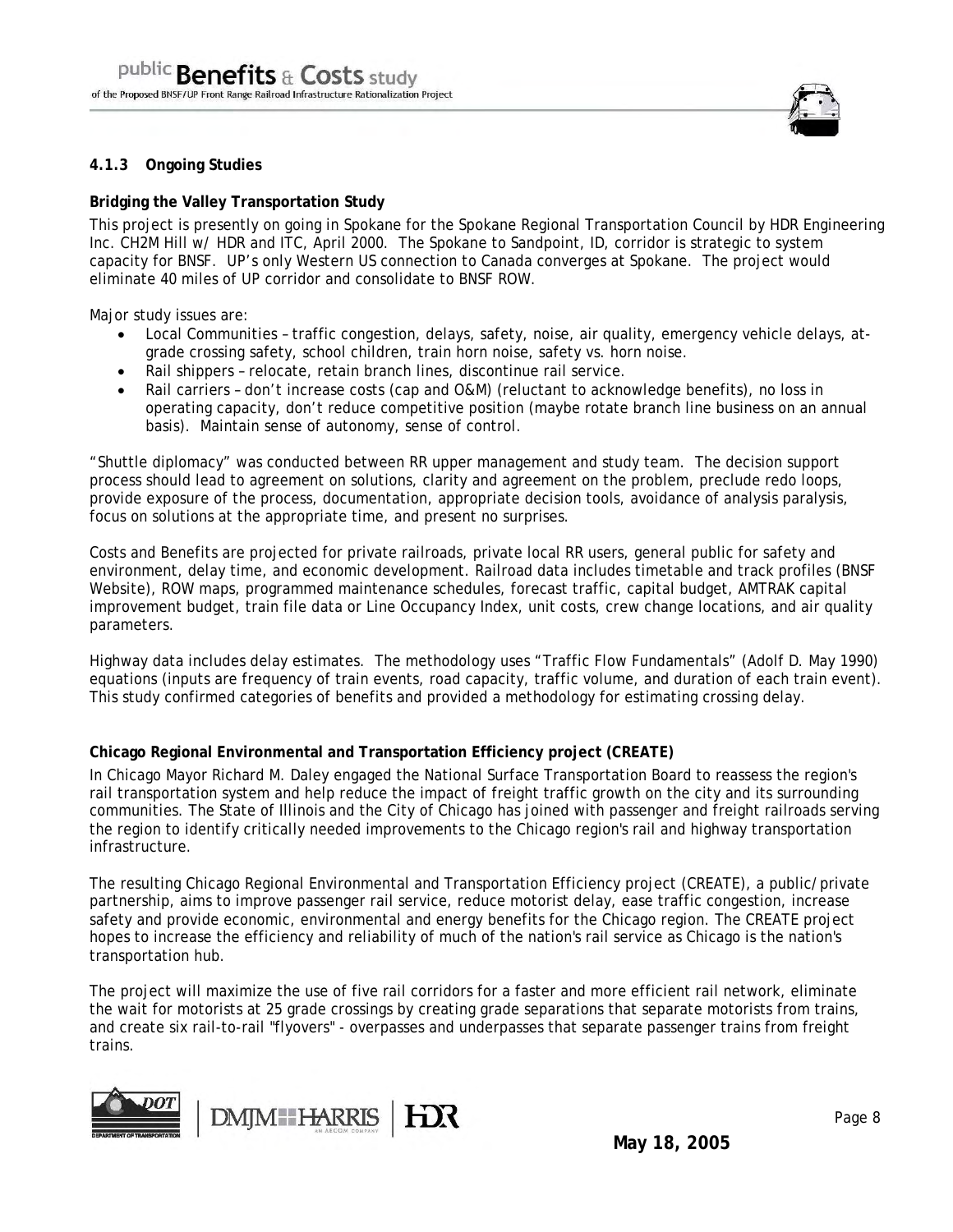### 4.1.3 Ongoing Studies

**Bridging the Valley Transportation Study**

This project is presently on going in Spokane for the Spokane Regional Transportation Council by HDR Engineering Inc. CH2M Hill w/ HDR and ITC, April 2000. The Spokane to Sandpoint, ID, corridor is strategic to system capacity for BNSF. UP's only Western US connection to Canada converges at Spokane. The project would eliminate 40 miles of UP corridor and consolidate to BNSF ROW.

Major study issues are:

- Local Communities – traffic congestion, delays, safety, noise, air quality, emergency vehicle delays, at-grade crossing safety, school children, train horn noise, safety vs. horn noise.
- Rail shippers – relocate, retain branch lines, discontinue rail service.
- Rail carriers – don't increase costs (cap and O&M) (reluctant to acknowledge benefits), no loss in operating capacity, don't reduce competitive position (maybe rotate branch line business on an annual basis). Maintain sense of autonomy, sense of control.

"Shuttle diplomacy" was conducted between RR upper management and study team. The decision support process should lead to agreement on solutions, clarity and agreement on the problem, preclude redo loops, provide exposure of the process, documentation, appropriate decision tools, avoidance of analysis paralysis, focus on solutions at the appropriate time, and present no surprises.

Costs and Benefits are projected for private railroads, private local RR users, general public for safety and environment, delay time, and economic development. Railroad data includes timetable and track profiles (BNSF Website), ROW maps, programmed maintenance schedules, forecast traffic, capital budget, AMTRAK capital improvement budget, train file data or Line Occupancy Index, unit costs, crew change locations, and air quality parameters.

Highway data includes delay estimates. The methodology uses "Traffic Flow Fundamentals" (Adolf D. May 1990) equations (inputs are frequency of train events, road capacity, traffic volume, and duration of each train event). This study confirmed categories of benefits and provided a methodology for estimating crossing delay.

**Chicago Regional Environmental and Transportation Efficiency project (CREATE)**

In Chicago Mayor Richard M. Daley engaged the National Surface Transportation Board to reassess the region's rail transportation system and help reduce the impact of freight traffic growth on the city and its surrounding communities. The State of Illinois and the City of Chicago has joined with passenger and freight railroads serving the region to identify critically needed improvements to the Chicago region's rail and highway transportation infrastructure.

The resulting Chicago Regional Environmental and Transportation Efficiency project (CREATE), a public/private partnership, aims to improve passenger rail service, reduce motorist delay, ease traffic congestion, increase safety and provide economic, environmental and energy benefits for the Chicago region. The CREATE project hopes to increase the efficiency and reliability of much of the nation's rail service as Chicago is the nation's transportation hub.

The project will maximize the use of five rail corridors for a faster and more efficient rail network, eliminate the wait for motorists at 25 grade crossings by creating grade separations that separate motorists from trains, and create six rail-to-rail "flyovers" - overpasses and underpasses that separate passenger trains from freight trains.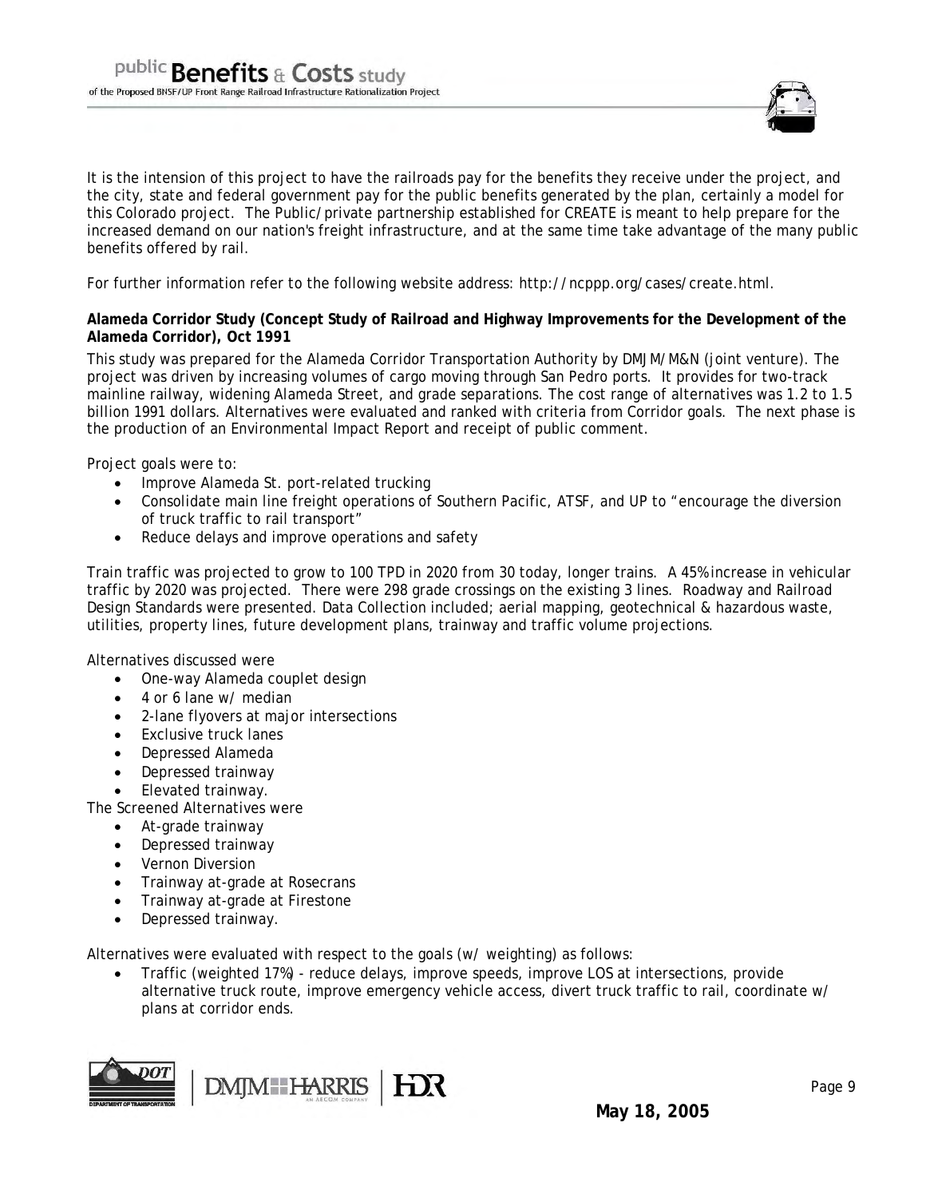It is the intension of this project to have the railroads pay for the benefits they receive under the project, and the city, state and federal government pay for the public benefits generated by the plan, certainly a model for this Colorado project. The Public/private partnership established for CREATE is meant to help prepare for the increased demand on our nation's freight infrastructure, and at the same time take advantage of the many public benefits offered by rail.

For further information refer to the following website address: http://ncppp.org/cases/create.html.

**Alameda Corridor Study (Concept Study of Railroad and Highway Improvements for the Development of the Alameda Corridor), Oct 1991**

This study was prepared for the Alameda Corridor Transportation Authority by DMJM/M&N (joint venture). The project was driven by increasing volumes of cargo moving through San Pedro ports. It provides for two-track mainline railway, widening Alameda Street, and grade separations. The cost range of alternatives was 1.2 to 1.5 billion 1991 dollars. Alternatives were evaluated and ranked with criteria from Corridor goals. The next phase is the production of an Environmental Impact Report and receipt of public comment.

Project goals were to:

- Improve Alameda St. port-related trucking
- Consolidate main line freight operations of Southern Pacific, ATSF, and UP to "encourage the diversion of truck traffic to rail transport"
- Reduce delays and improve operations and safety

Train traffic was projected to grow to 100 TPD in 2020 from 30 today, longer trains. A 45% increase in vehicular traffic by 2020 was projected. There were 298 grade crossings on the existing 3 lines. Roadway and Railroad Design Standards were presented. Data Collection included; aerial mapping, geotechnical & hazardous waste, utilities, property lines, future development plans, trainway and traffic volume projections.

Alternatives discussed were

- One-way Alameda couplet design
- 4 or 6 lane w/ median
- 2-lane flyovers at major intersections
- Exclusive truck lanes
- Depressed Alameda
- Depressed trainway
- Elevated trainway.

The Screened Alternatives were

- At-grade trainway
- Depressed trainway
- Vernon Diversion
- Trainway at-grade at Rosecrans
- Trainway at-grade at Firestone
- Depressed trainway.

Alternatives were evaluated with respect to the goals (w/ weighting) as follows:

- Traffic (weighted 17%) - reduce delays, improve speeds, improve LOS at intersections, provide alternative truck route, improve emergency vehicle access, divert truck traffic to rail, coordinate w/ plans at corridor ends.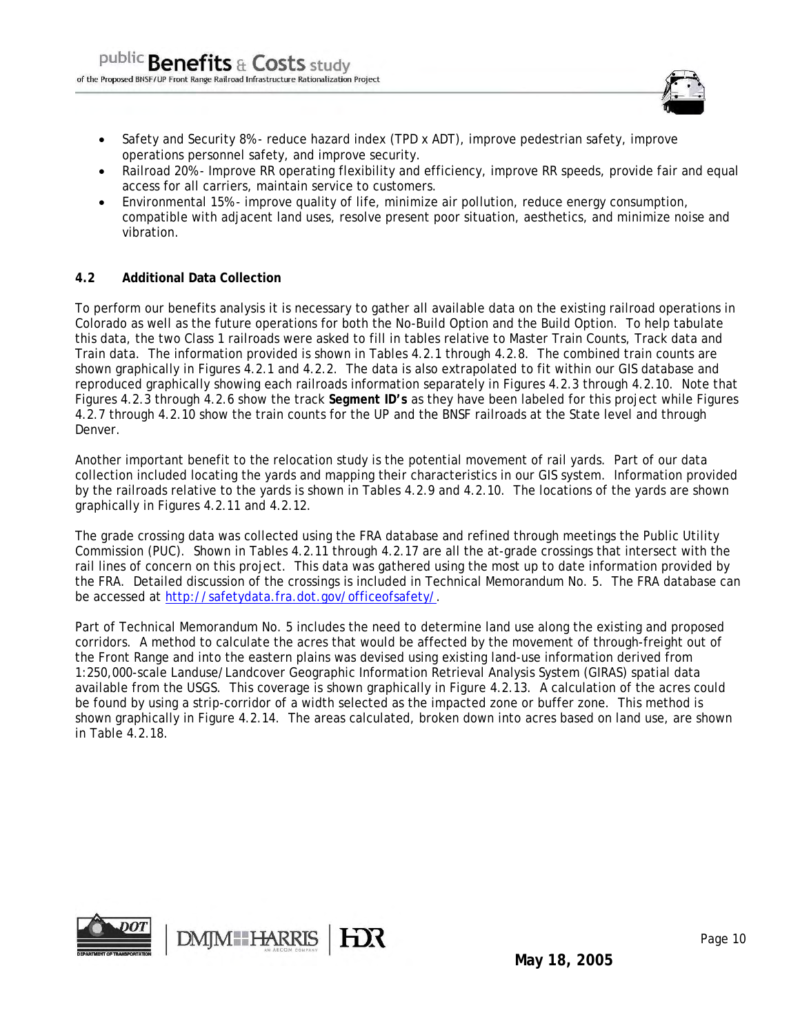- Safety and Security 8%- reduce hazard index (TPD x ADT), improve pedestrian safety, improve operations personnel safety, and improve security.
- Railroad 20%- Improve RR operating flexibility and efficiency, improve RR speeds, provide fair and equal access for all carriers, maintain service to customers.
- Environmental 15%- improve quality of life, minimize air pollution, reduce energy consumption, compatible with adjacent land uses, resolve present poor situation, aesthetics, and minimize noise and vibration.

### 4.2 Additional Data Collection

To perform our benefits analysis it is necessary to gather all available data on the existing railroad operations in Colorado as well as the future operations for both the No-Build Option and the Build Option. To help tabulate this data, the two Class 1 railroads were asked to fill in tables relative to Master Train Counts, Track data and Train data. The information provided is shown in Tables 4.2.1 through 4.2.8. The combined train counts are shown graphically in Figures 4.2.1 and 4.2.2. The data is also extrapolated to fit within our GIS database and reproduced graphically showing each railroads information separately in Figures 4.2.3 through 4.2.10. Note that Figures 4.2.3 through 4.2.6 show the track **Segment ID's** as they have been labeled for this project while Figures 4.2.7 through 4.2.10 show the train counts for the UP and the BNSF railroads at the State level and through Denver.

Another important benefit to the relocation study is the potential movement of rail yards. Part of our data collection included locating the yards and mapping their characteristics in our GIS system. Information provided by the railroads relative to the yards is shown in Tables 4.2.9 and 4.2.10. The locations of the yards are shown graphically in Figures 4.2.11 and 4.2.12.

The grade crossing data was collected using the FRA database and refined through meetings the Public Utility Commission (PUC). Shown in Tables 4.2.11 through 4.2.17 are all the at-grade crossings that intersect with the rail lines of concern on this project. This data was gathered using the most up to date information provided by the FRA. Detailed discussion of the crossings is included in Technical Memorandum No. 5. The FRA database can be accessed at http://safetydata.fra.dot.gov/officeofsafety/.

Part of Technical Memorandum No. 5 includes the need to determine land use along the existing and proposed corridors. A method to calculate the acres that would be affected by the movement of through-freight out of the Front Range and into the eastern plains was devised using existing land-use information derived from 1:250,000-scale Landuse/Landcover Geographic Information Retrieval Analysis System (GIRAS) spatial data available from the USGS. This coverage is shown graphically in Figure 4.2.13. A calculation of the acres could be found by using a strip-corridor of a width selected as the impacted zone or buffer zone. This method is shown graphically in Figure 4.2.14. The areas calculated, broken down into acres based on land use, are shown in Table 4.2.18.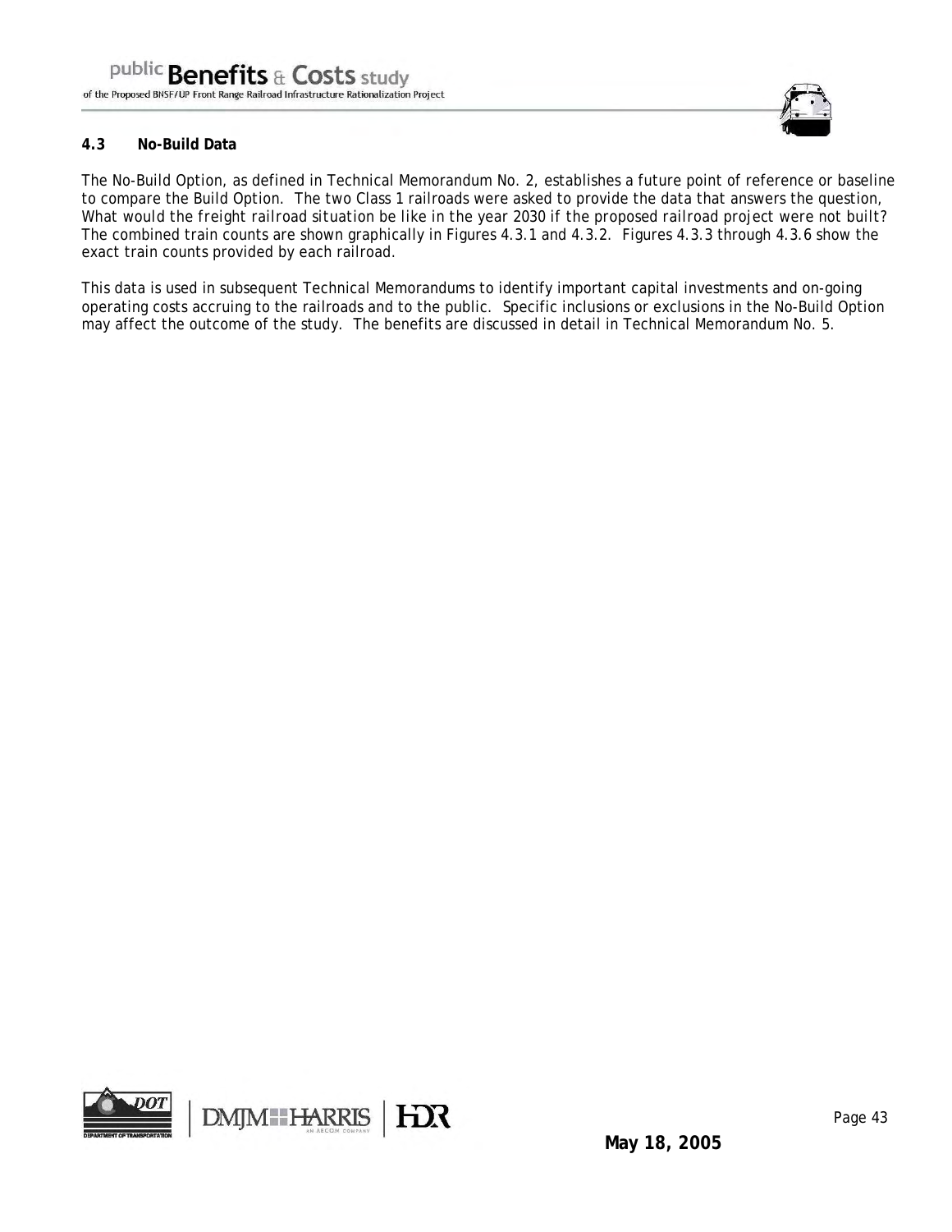### 4.3 No-Build Data

The No-Build Option, as defined in Technical Memorandum No. 2, establishes a future point of reference or baseline to compare the Build Option. The two Class 1 railroads were asked to provide the data that answers the question, *What would the freight railroad situation be like in the year 2030 if the proposed railroad project were not built?* The combined train counts are shown graphically in Figures 4.3.1 and 4.3.2. Figures 4.3.3 through 4.3.6 show the exact train counts provided by each railroad.

This data is used in subsequent Technical Memorandums to identify important capital investments and on-going operating costs accruing to the railroads and to the public. Specific inclusions or exclusions in the No-Build Option may affect the outcome of the study. The benefits are discussed in detail in Technical Memorandum No. 5.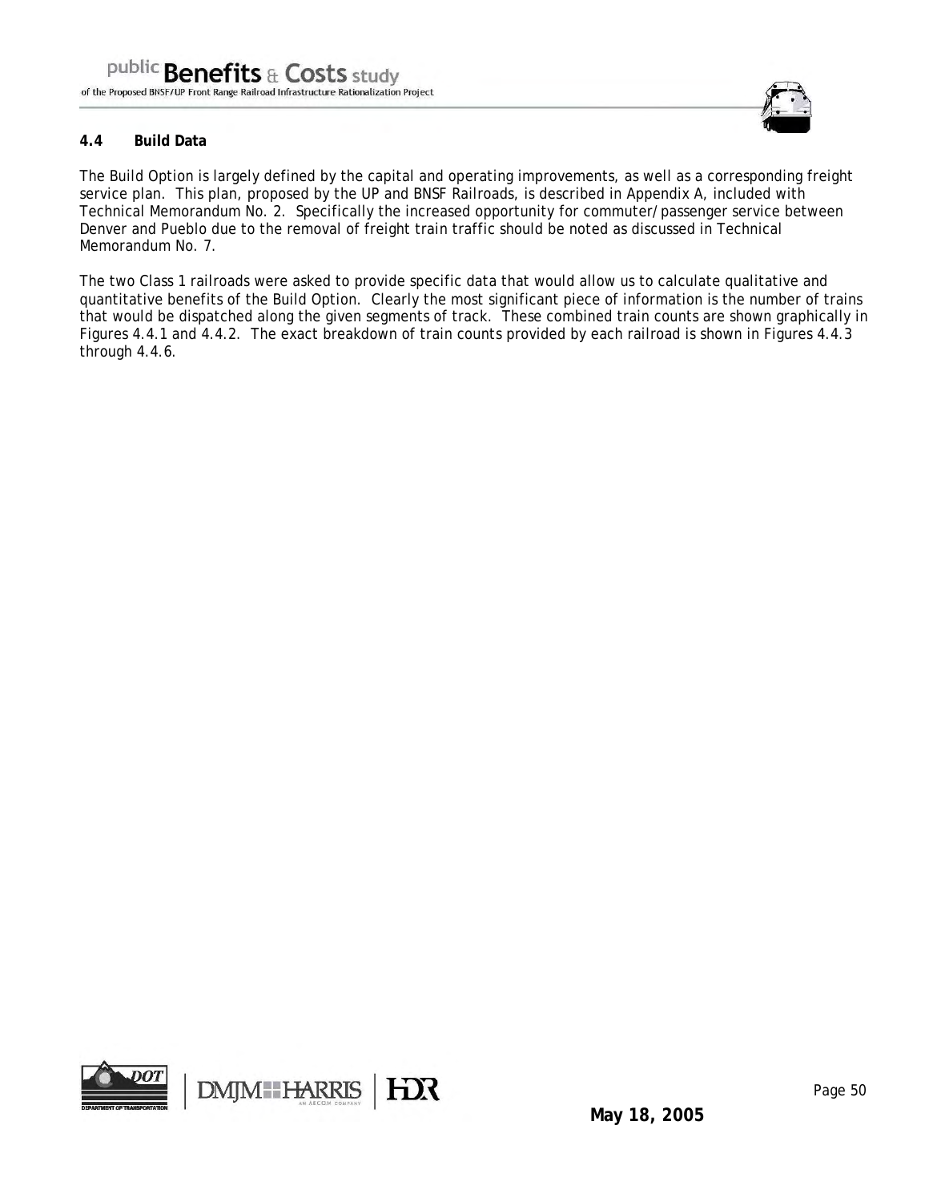## 4.4 Build Data

The Build Option is largely defined by the capital and operating improvements, as well as a corresponding freight service plan. This plan, proposed by the UP and BNSF Railroads, is described in Appendix A, included with Technical Memorandum No. 2. Specifically the increased opportunity for commuter/passenger service between Denver and Pueblo due to the removal of freight train traffic should be noted as discussed in Technical Memorandum No. 7.

The two Class 1 railroads were asked to provide specific data that would allow us to calculate qualitative and quantitative benefits of the Build Option. Clearly the most significant piece of information is the number of trains that would be dispatched along the given segments of track. These combined train counts are shown graphically in Figures 4.4.1 and 4.4.2. The exact breakdown of train counts provided by each railroad is shown in Figures 4.4.3 through 4.4.6.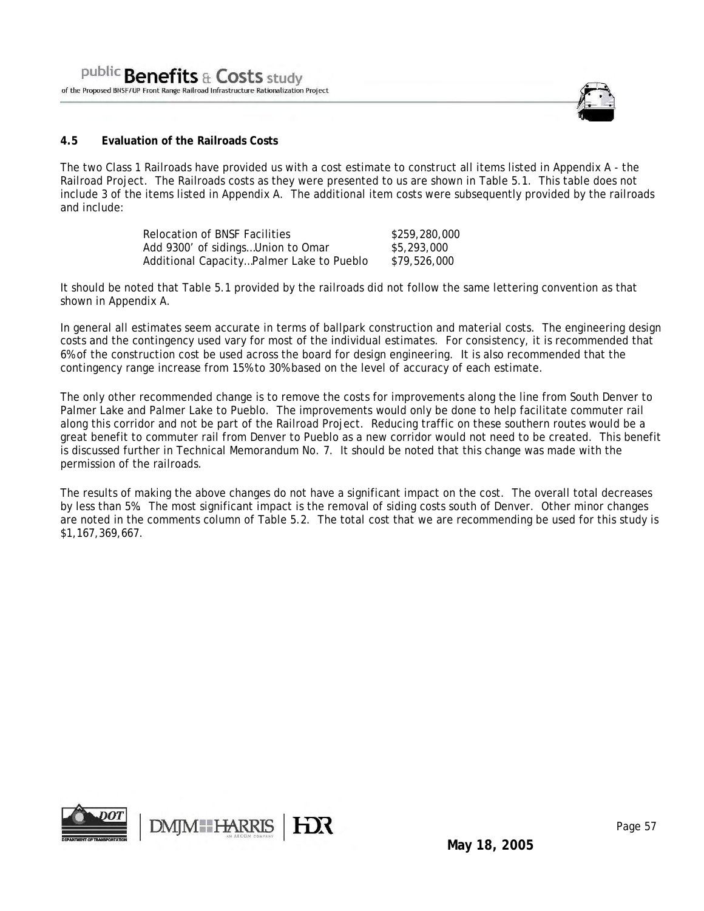### 4.5 Evaluation of the Railroads Costs

The two Class 1 Railroads have provided us with a cost estimate to construct all items listed in Appendix A - the Railroad Project. The Railroads costs as they were presented to us are shown in Table 5.1. This table does not include 3 of the items listed in Appendix A. The additional item costs were subsequently provided by the railroads and include:

| | |
|---|---|
| Relocation of BNSF Facilities | \$259,280,000 |
| Add 9300' of sidings…Union to Omar | \$5,293,000 |
| Additional Capacity…Palmer Lake to Pueblo | \$79,526,000 |

It should be noted that Table 5.1 provided by the railroads did not follow the same lettering convention as that shown in Appendix A.

In general all estimates seem accurate in terms of ballpark construction and material costs. The engineering design costs and the contingency used vary for most of the individual estimates. For consistency, it is recommended that 6% of the construction cost be used across the board for design engineering. It is also recommended that the contingency range increase from 15% to 30% based on the level of accuracy of each estimate.

The only other recommended change is to remove the costs for improvements along the line from South Denver to Palmer Lake and Palmer Lake to Pueblo. The improvements would only be done to help facilitate commuter rail along this corridor and not be part of the Railroad Project. Reducing traffic on these southern routes would be a great benefit to commuter rail from Denver to Pueblo as a new corridor would not need to be created. This benefit is discussed further in Technical Memorandum No. 7. It should be noted that this change was made with the permission of the railroads.

The results of making the above changes do not have a significant impact on the cost. The overall total decreases by less than 5%. The most significant impact is the removal of siding costs south of Denver. Other minor changes are noted in the comments column of Table 5.2. The total cost that we are recommending be used for this study is \$1,167,369,667.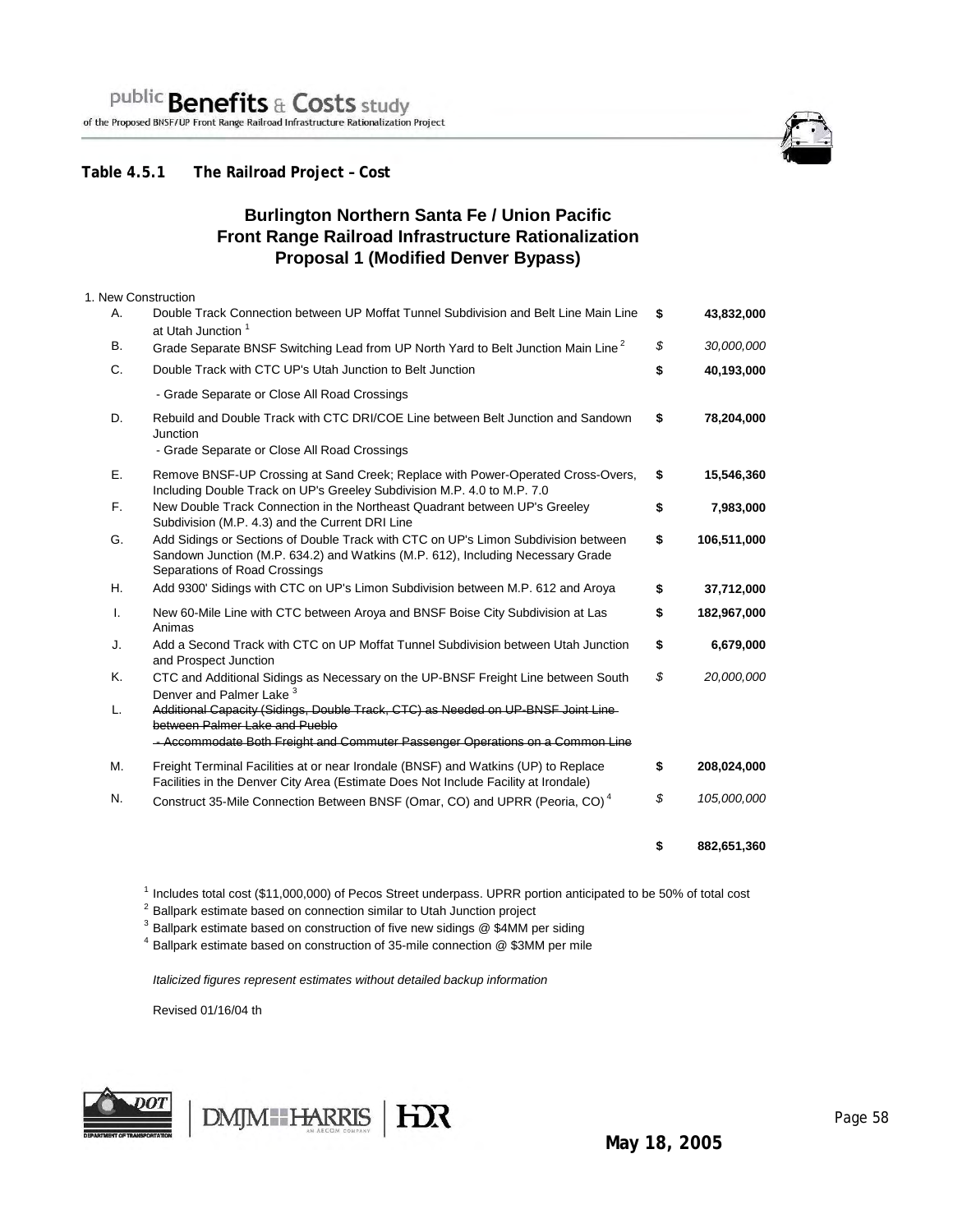**Table 4.5.1 The Railroad Project – Cost**

## Burlington Northern Santa Fe / Union Pacific Front Range Railroad Infrastructure Rationalization Proposal 1 (Modified Denver Bypass)

1. New Construction

| | Description | | Cost |
|---|---|---|---|
| A. | Double Track Connection between UP Moffat Tunnel Subdivision and Belt Line Main Line at Utah Junction [1] | **$** | **43,832,000** |
| B. | Grade Separate BNSF Switching Lead from UP North Yard to Belt Junction Main Line [2] | *$* | *30,000,000* |
| C. | Double Track with CTC UP's Utah Junction to Belt Junction<br>- Grade Separate or Close All Road Crossings | **$** | **40,193,000** |
| D. | Rebuild and Double Track with CTC DRI/COE Line between Belt Junction and Sandown Junction<br>- Grade Separate or Close All Road Crossings | **$** | **78,204,000** |
| E. | Remove BNSF-UP Crossing at Sand Creek; Replace with Power-Operated Cross-Overs, Including Double Track on UP's Greeley Subdivision M.P. 4.0 to M.P. 7.0 | **$** | **15,546,360** |
| F. | New Double Track Connection in the Northeast Quadrant between UP's Greeley Subdivision (M.P. 4.3) and the Current DRI Line | **$** | **7,983,000** |
| G. | Add Sidings or Sections of Double Track with CTC on UP's Limon Subdivision between Sandown Junction (M.P. 634.2) and Watkins (M.P. 612), Including Necessary Grade Separations of Road Crossings | **$** | **106,511,000** |
| H. | Add 9300' Sidings with CTC on UP's Limon Subdivision between M.P. 612 and Aroya | **$** | **37,712,000** |
| I. | New 60-Mile Line with CTC between Aroya and BNSF Boise City Subdivision at Las Animas | **$** | **182,967,000** |
| J. | Add a Second Track with CTC on UP Moffat Tunnel Subdivision between Utah Junction and Prospect Junction | **$** | **6,679,000** |
| K. | CTC and Additional Sidings as Necessary on the UP-BNSF Freight Line between South Denver and Palmer Lake [3] | *$* | *20,000,000* |
| L. | ~~Additional Capacity (Sidings, Double Track, CTC) as Needed on UP-BNSF Joint Line between Palmer Lake and Pueblo~~<br>~~- Accommodate Both Freight and Commuter Passenger Operations on a Common Line~~ | | |
| M. | Freight Terminal Facilities at or near Irondale (BNSF) and Watkins (UP) to Replace Facilities in the Denver City Area (Estimate Does Not Include Facility at Irondale) | **$** | **208,024,000** |
| N. | Construct 35-Mile Connection Between BNSF (Omar, CO) and UPRR (Peoria, CO) [4] | *$* | *105,000,000* |
| | | **$** | **882,651,360** |

[1] Includes total cost ($11,000,000) of Pecos Street underpass. UPRR portion anticipated to be 50% of total cost

[2] Ballpark estimate based on connection similar to Utah Junction project

[3] Ballpark estimate based on construction of five new sidings @ $4MM per siding

[4] Ballpark estimate based on construction of 35-mile connection @ $3MM per mile

*Italicized figures represent estimates without detailed backup information*

Revised 01/16/04 th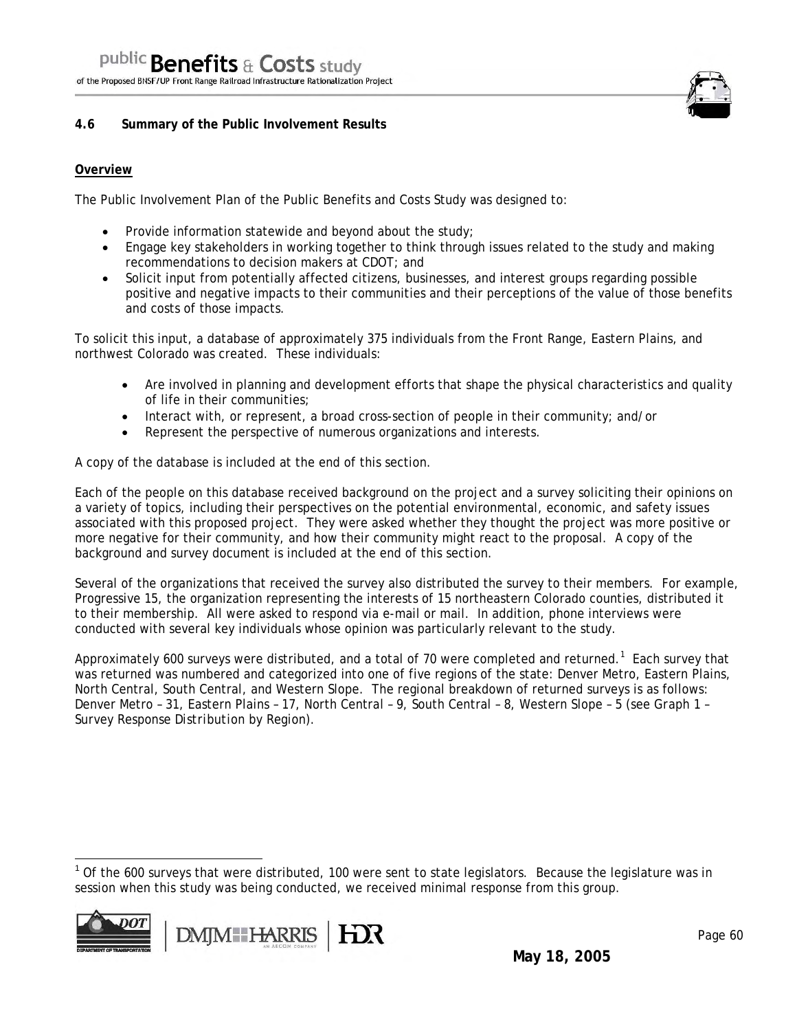## 4.6 Summary of the Public Involvement Results

**Overview**

The Public Involvement Plan of the Public Benefits and Costs Study was designed to:

- Provide information statewide and beyond about the study;
- Engage key stakeholders in working together to think through issues related to the study and making recommendations to decision makers at CDOT; and
- Solicit input from potentially affected citizens, businesses, and interest groups regarding possible positive and negative impacts to their communities and their perceptions of the value of those benefits and costs of those impacts.

To solicit this input, a database of approximately 375 individuals from the Front Range, Eastern Plains, and northwest Colorado was created. These individuals:

- Are involved in planning and development efforts that shape the physical characteristics and quality of life in their communities;
- Interact with, or represent, a broad cross-section of people in their community; and/or
- Represent the perspective of numerous organizations and interests.

A copy of the database is included at the end of this section.

Each of the people on this database received background on the project and a survey soliciting their opinions on a variety of topics, including their perspectives on the potential environmental, economic, and safety issues associated with this proposed project. They were asked whether they thought the project was more positive or more negative for their community, and how their community might react to the proposal. A copy of the background and survey document is included at the end of this section.

Several of the organizations that received the survey also distributed the survey to their members. For example, Progressive 15, the organization representing the interests of 15 northeastern Colorado counties, distributed it to their membership. All were asked to respond via e-mail or mail. In addition, phone interviews were conducted with several key individuals whose opinion was particularly relevant to the study.

Approximately 600 surveys were distributed, and a total of 70 were completed and returned.[1] Each survey that was returned was numbered and categorized into one of five regions of the state: Denver Metro, Eastern Plains, North Central, South Central, and Western Slope. The regional breakdown of returned surveys is as follows: Denver Metro – 31, Eastern Plains – 17, North Central – 9, South Central – 8, Western Slope – 5 (see Graph 1 – *Survey Response Distribution by Region*).

[1] Of the 600 surveys that were distributed, 100 were sent to state legislators. Because the legislature was in session when this study was being conducted, we received minimal response from this group.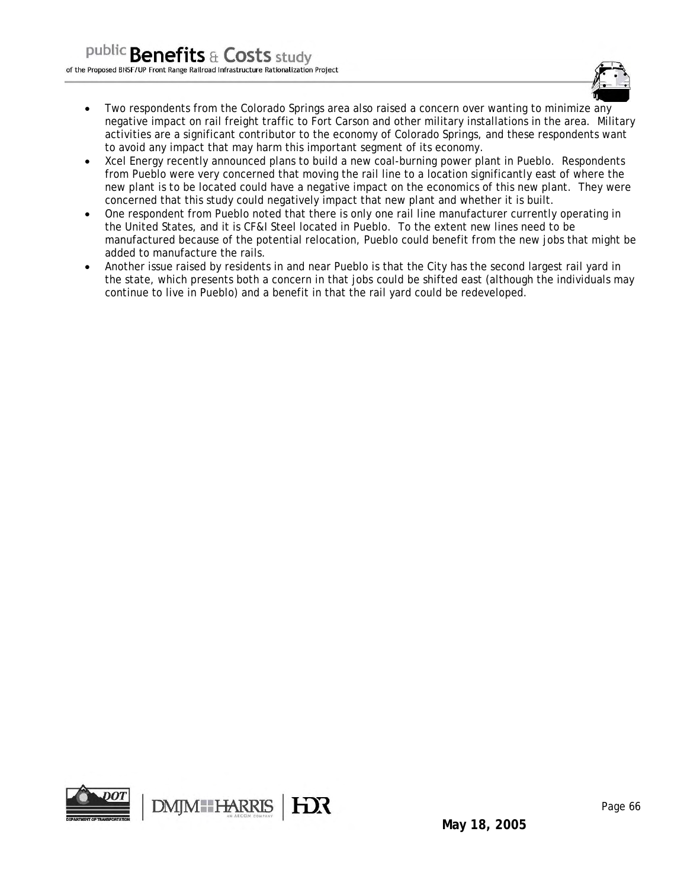- Two respondents from the Colorado Springs area also raised a concern over wanting to minimize any negative impact on rail freight traffic to Fort Carson and other military installations in the area. Military activities are a significant contributor to the economy of Colorado Springs, and these respondents want to avoid any impact that may harm this important segment of its economy.
- Xcel Energy recently announced plans to build a new coal-burning power plant in Pueblo. Respondents from Pueblo were very concerned that moving the rail line to a location significantly east of where the new plant is to be located could have a negative impact on the economics of this new plant. They were concerned that this study could negatively impact that new plant and whether it is built.
- One respondent from Pueblo noted that there is only one rail line manufacturer currently operating in the United States, and it is CF&I Steel located in Pueblo. To the extent new lines need to be manufactured because of the potential relocation, Pueblo could benefit from the new jobs that might be added to manufacture the rails.
- Another issue raised by residents in and near Pueblo is that the City has the second largest rail yard in the state, which presents both a concern in that jobs could be shifted east (although the individuals may continue to live in Pueblo) and a benefit in that the rail yard could be redeveloped.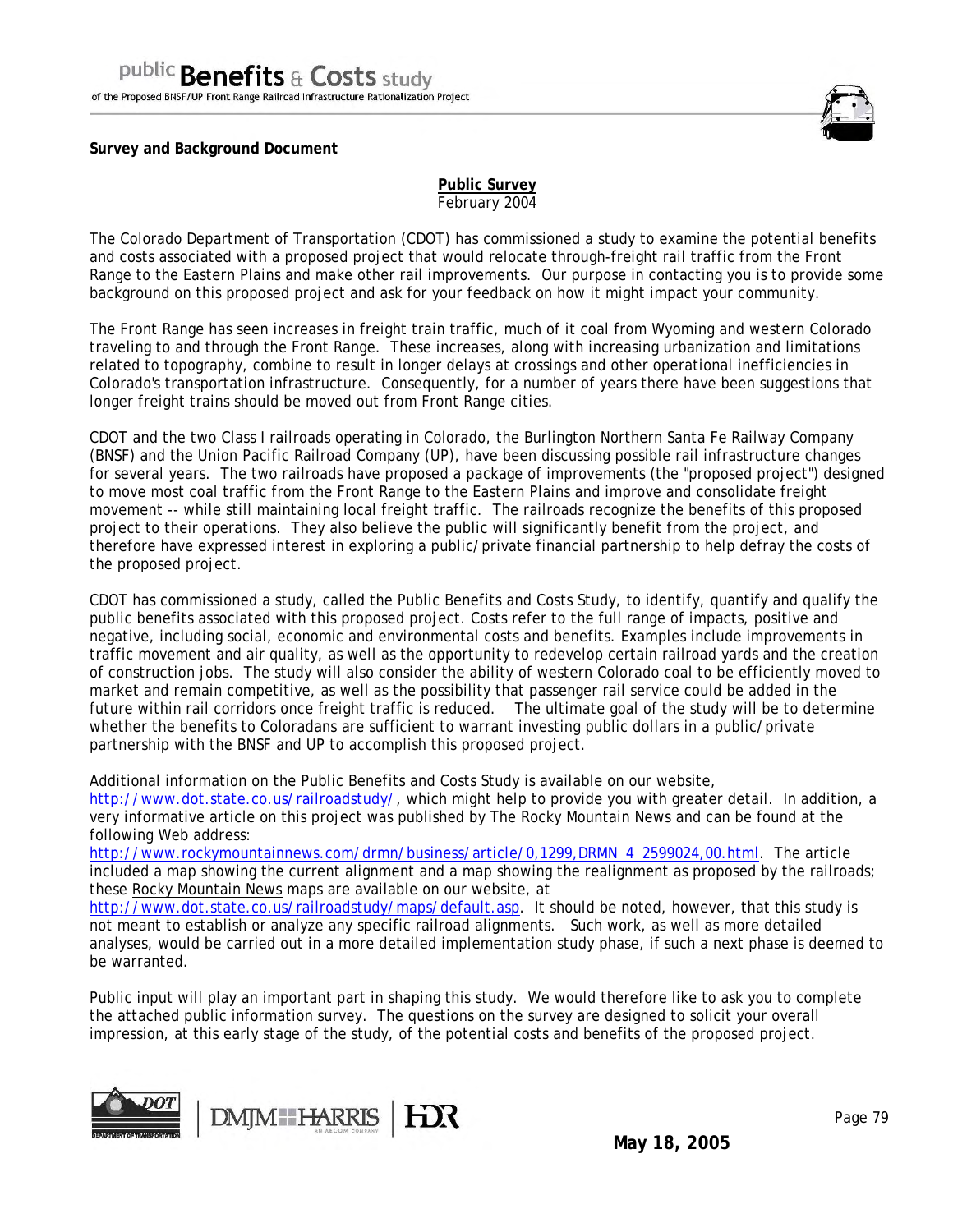**Survey and Background Document**

**Public Survey**
February 2004

The Colorado Department of Transportation (CDOT) has commissioned a study to examine the potential benefits and costs associated with a proposed project that would relocate through-freight rail traffic from the Front Range to the Eastern Plains and make other rail improvements. Our purpose in contacting you is to provide some background on this proposed project and ask for your feedback on how it might impact your community.

The Front Range has seen increases in freight train traffic, much of it coal from Wyoming and western Colorado traveling to and through the Front Range. These increases, along with increasing urbanization and limitations related to topography, combine to result in longer delays at crossings and other operational inefficiencies in Colorado's transportation infrastructure. Consequently, for a number of years there have been suggestions that longer freight trains should be moved out from Front Range cities.

CDOT and the two Class I railroads operating in Colorado, the Burlington Northern Santa Fe Railway Company (BNSF) and the Union Pacific Railroad Company (UP), have been discussing possible rail infrastructure changes for several years. The two railroads have proposed a package of improvements (the "proposed project") designed to move most coal traffic from the Front Range to the Eastern Plains and improve and consolidate freight movement -- while still maintaining local freight traffic. The railroads recognize the benefits of this proposed project to their operations. They also believe the public will significantly benefit from the project, and therefore have expressed interest in exploring a public/private financial partnership to help defray the costs of the proposed project.

CDOT has commissioned a study, called the Public Benefits and Costs Study, to identify, quantify and qualify the public benefits associated with this proposed project. Costs refer to the full range of impacts, positive and negative, including social, economic and environmental costs and benefits. Examples include improvements in traffic movement and air quality, as well as the opportunity to redevelop certain railroad yards and the creation of construction jobs. The study will also consider the ability of western Colorado coal to be efficiently moved to market and remain competitive, as well as the possibility that passenger rail service could be added in the future within rail corridors once freight traffic is reduced. The ultimate goal of the study will be to determine whether the benefits to Coloradans are sufficient to warrant investing public dollars in a public/private partnership with the BNSF and UP to accomplish this proposed project.

Additional information on the Public Benefits and Costs Study is available on our website, http://www.dot.state.co.us/railroadstudy/, which might help to provide you with greater detail. In addition, a very informative article on this project was published by The Rocky Mountain News and can be found at the following Web address:
http://www.rockymountainnews.com/drmn/business/article/0,1299,DRMN_4_2599024,00.html. The article included a map showing the current alignment and a map showing the realignment as proposed by the railroads; these Rocky Mountain News maps are available on our website, at
http://www.dot.state.co.us/railroadstudy/maps/default.asp. It should be noted, however, that this study is not meant to establish or analyze any specific railroad alignments. Such work, as well as more detailed analyses, would be carried out in a more detailed implementation study phase, if such a next phase is deemed to be warranted.

Public input will play an important part in shaping this study. We would therefore like to ask you to complete the attached public information survey. The questions on the survey are designed to solicit your overall impression, at this early stage of the study, of the potential costs and benefits of the proposed project.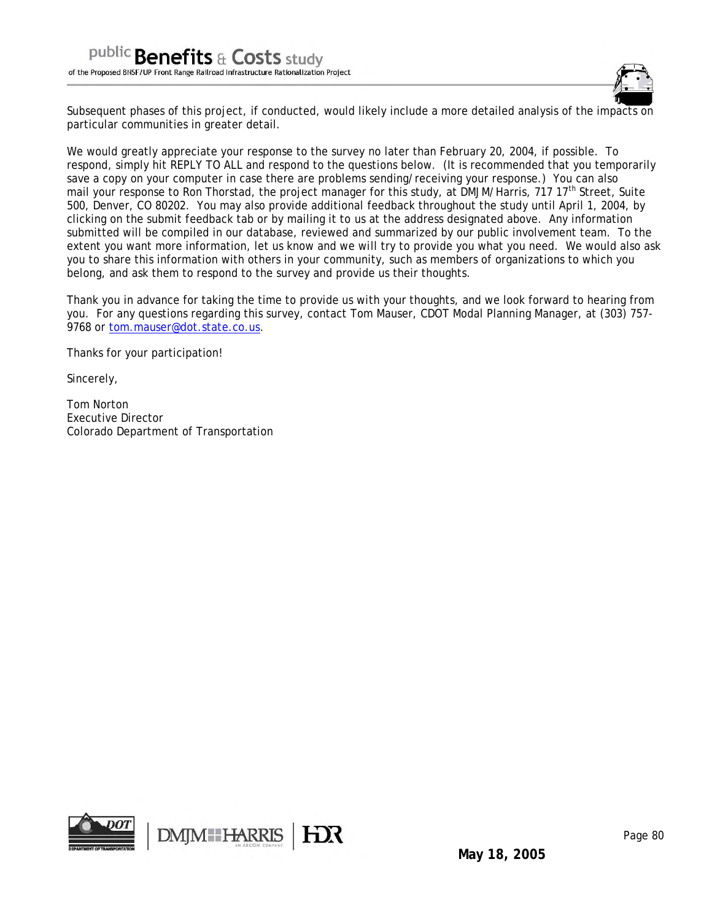Subsequent phases of this project, if conducted, would likely include a more detailed analysis of the impacts on particular communities in greater detail.

We would greatly appreciate your response to the survey no later than February 20, 2004, if possible. To respond, simply hit REPLY TO ALL and respond to the questions below. (It is recommended that you temporarily save a copy on your computer in case there are problems sending/receiving your response.) You can also mail your response to Ron Thorstad, the project manager for this study, at DMJM/Harris, 717 17th Street, Suite 500, Denver, CO 80202. You may also provide additional feedback throughout the study until April 1, 2004, by clicking on the submit feedback tab or by mailing it to us at the address designated above. Any information submitted will be compiled in our database, reviewed and summarized by our public involvement team. To the extent you want more information, let us know and we will try to provide you what you need. We would also ask you to share this information with others in your community, such as members of organizations to which you belong, and ask them to respond to the survey and provide us their thoughts.

Thank you in advance for taking the time to provide us with your thoughts, and we look forward to hearing from you. For any questions regarding this survey, contact Tom Mauser, CDOT Modal Planning Manager, at (303) 757-9768 or tom.mauser@dot.state.co.us.

Thanks for your participation!

Sincerely,

Tom Norton
Executive Director
Colorado Department of Transportation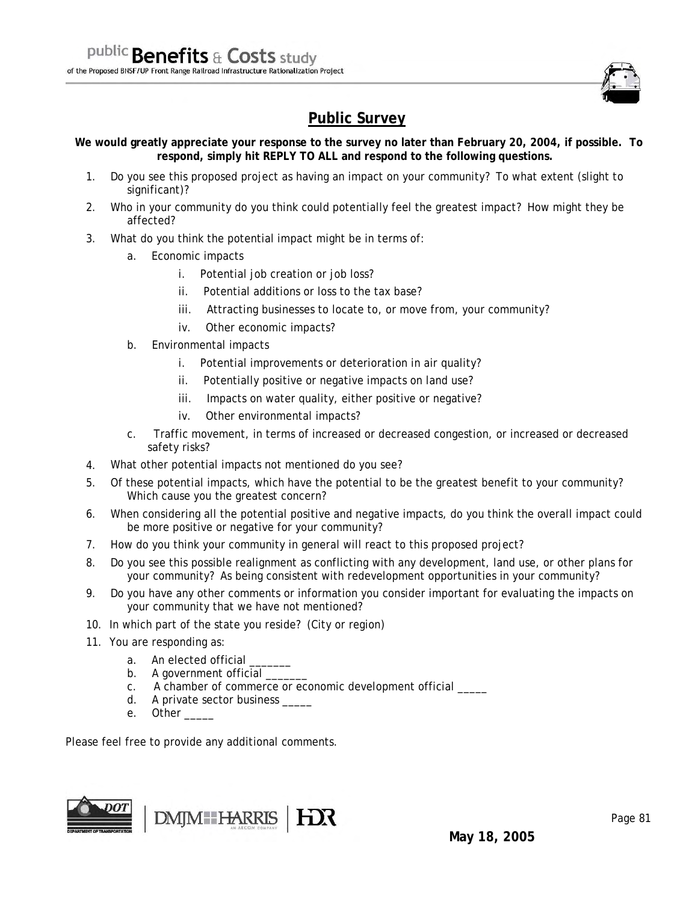## Public Survey

**We would greatly appreciate your response to the survey no later than February 20, 2004, if possible. To respond, simply hit REPLY TO ALL and respond to the following questions.**

1. Do you see this proposed project as having an impact on your community? To what extent (slight to significant)?
2. Who in your community do you think could potentially feel the greatest impact? How might they be affected?
3. What do you think the potential impact might be in terms of:
   a. Economic impacts
      i. Potential job creation or job loss?
      ii. Potential additions or loss to the tax base?
      iii. Attracting businesses to locate to, or move from, your community?
      iv. Other economic impacts?
   b. Environmental impacts
      i. Potential improvements or deterioration in air quality?
      ii. Potentially positive or negative impacts on land use?
      iii. Impacts on water quality, either positive or negative?
      iv. Other environmental impacts?
   c. Traffic movement, in terms of increased or decreased congestion, or increased or decreased safety risks?
4. What other potential impacts not mentioned do you see?
5. Of these potential impacts, which have the potential to be the greatest benefit to your community? Which cause you the greatest concern?
6. When considering all the potential positive and negative impacts, do you think the overall impact could be more positive or negative for your community?
7. How do you think your community in general will react to this proposed project?
8. Do you see this possible realignment as conflicting with any development, land use, or other plans for your community? As being consistent with redevelopment opportunities in your community?
9. Do you have any other comments or information you consider important for evaluating the impacts on your community that we have not mentioned?
10. In which part of the state you reside? (City or region)
11. You are responding as:
    a. An elected official _______
    b. A government official _______
    c. A chamber of commerce or economic development official _____
    d. A private sector business _____
    e. Other _____

Please feel free to provide any additional comments.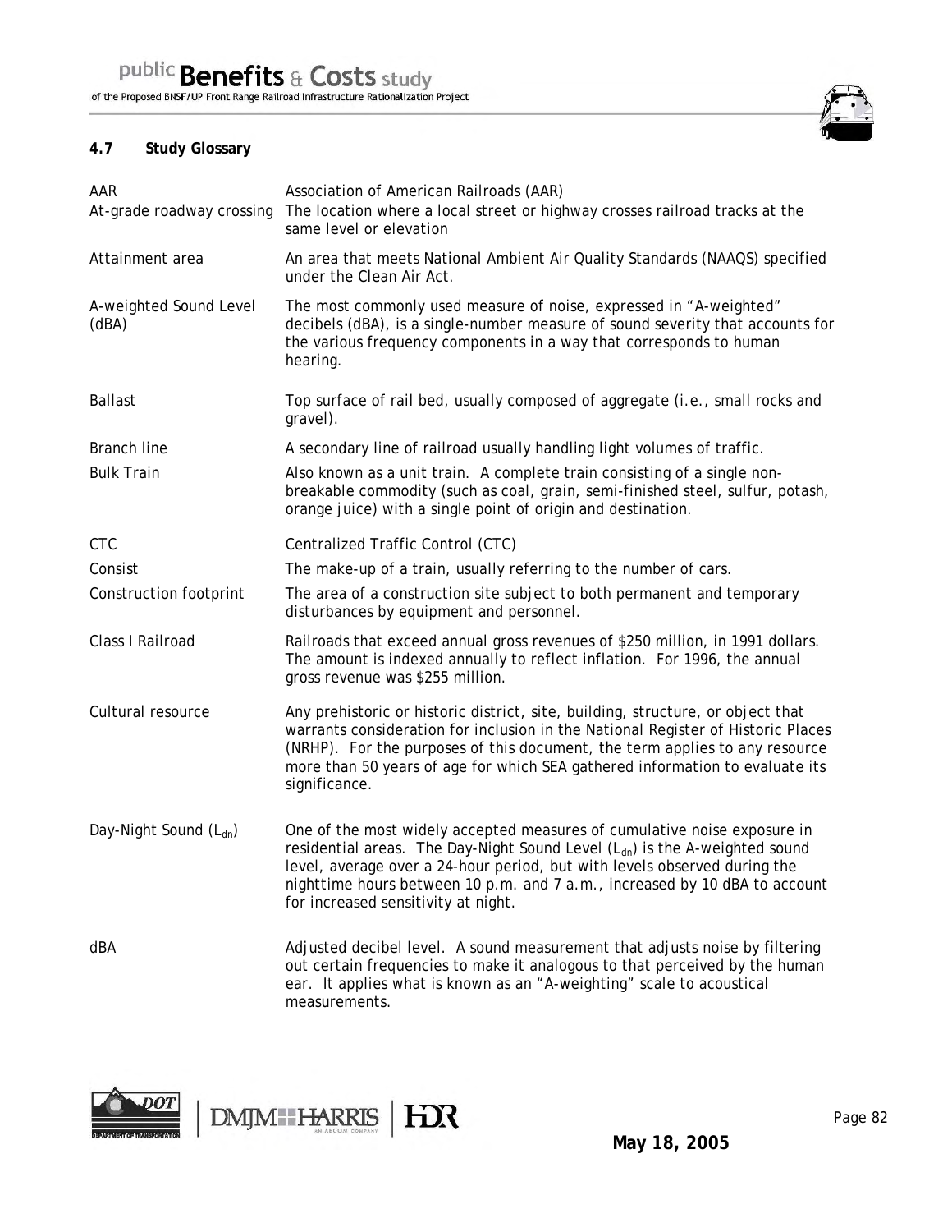### 4.7 Study Glossary

| | |
|---|---|
| AAR | Association of American Railroads (AAR) |
| At-grade roadway crossing | The location where a local street or highway crosses railroad tracks at the same level or elevation |
| Attainment area | An area that meets National Ambient Air Quality Standards (NAAQS) specified under the Clean Air Act. |
| A-weighted Sound Level (dBA) | The most commonly used measure of noise, expressed in "A-weighted" decibels (dBA), is a single-number measure of sound severity that accounts for the various frequency components in a way that corresponds to human hearing. |
| Ballast | Top surface of rail bed, usually composed of aggregate (i.e., small rocks and gravel). |
| Branch line | A secondary line of railroad usually handling light volumes of traffic. |
| Bulk Train | Also known as a unit train. A complete train consisting of a single non-breakable commodity (such as coal, grain, semi-finished steel, sulfur, potash, orange juice) with a single point of origin and destination. |
| CTC | Centralized Traffic Control (CTC) |
| Consist | The make-up of a train, usually referring to the number of cars. |
| Construction footprint | The area of a construction site subject to both permanent and temporary disturbances by equipment and personnel. |
| Class I Railroad | Railroads that exceed annual gross revenues of $250 million, in 1991 dollars. The amount is indexed annually to reflect inflation. For 1996, the annual gross revenue was $255 million. |
| Cultural resource | Any prehistoric or historic district, site, building, structure, or object that warrants consideration for inclusion in the National Register of Historic Places (NRHP). For the purposes of this document, the term applies to any resource more than 50 years of age for which SEA gathered information to evaluate its significance. |
| Day-Night Sound ($L_{dn}$) | One of the most widely accepted measures of cumulative noise exposure in residential areas. The Day-Night Sound Level ($L_{dn}$) is the A-weighted sound level, average over a 24-hour period, but with levels observed during the nighttime hours between 10 p.m. and 7 a.m., increased by 10 dBA to account for increased sensitivity at night. |
| dBA | Adjusted decibel level. A sound measurement that adjusts noise by filtering out certain frequencies to make it analogous to that perceived by the human ear. It applies what is known as an "A-weighting" scale to acoustical measurements. |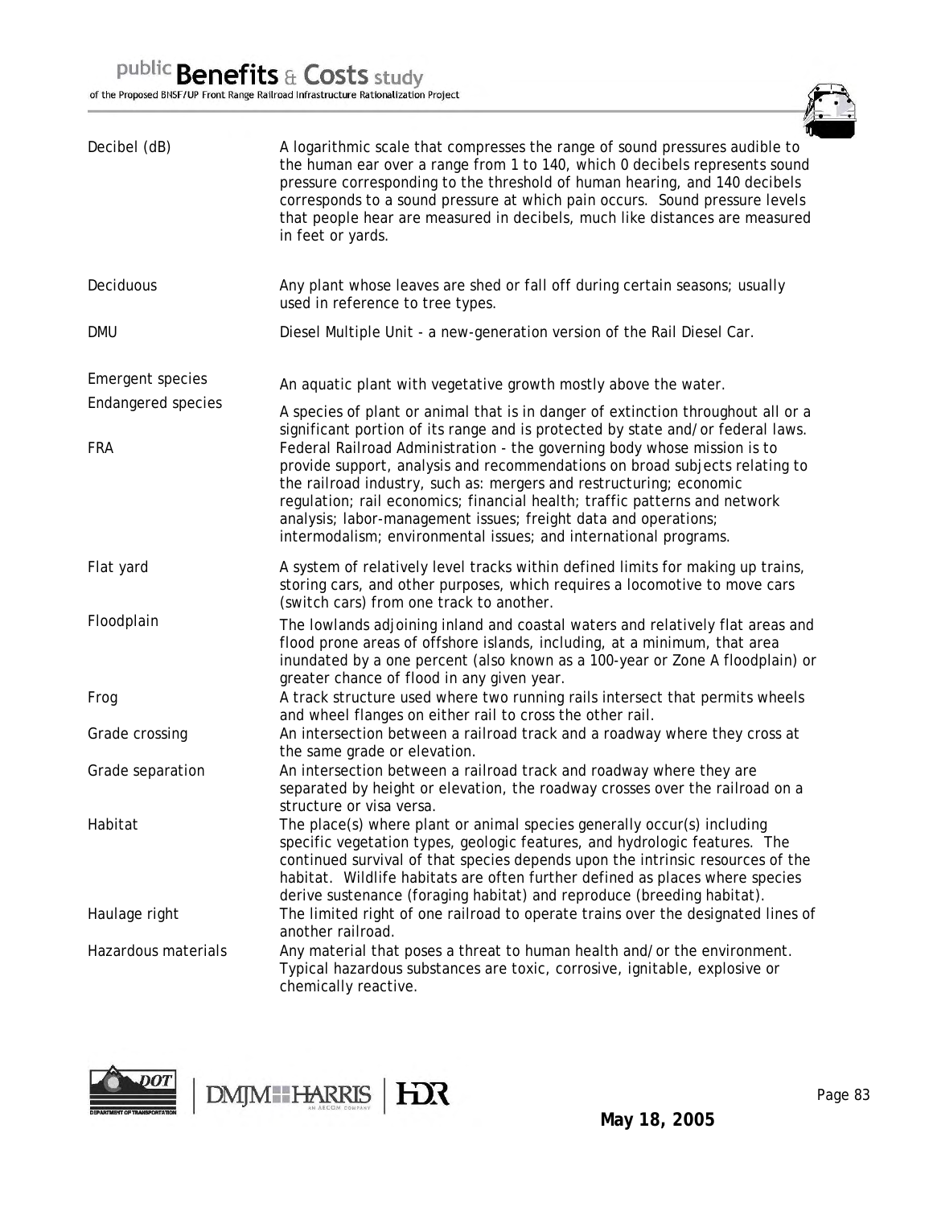| | |
|---|---|
| Decibel (dB) | A logarithmic scale that compresses the range of sound pressures audible to the human ear over a range from 1 to 140, which 0 decibels represents sound pressure corresponding to the threshold of human hearing, and 140 decibels corresponds to a sound pressure at which pain occurs. Sound pressure levels that people hear are measured in decibels, much like distances are measured in feet or yards. |
| Deciduous | Any plant whose leaves are shed or fall off during certain seasons; usually used in reference to tree types. |
| DMU | Diesel Multiple Unit - a new-generation version of the Rail Diesel Car. |
| Emergent species | An aquatic plant with vegetative growth mostly above the water. |
| Endangered species | A species of plant or animal that is in danger of extinction throughout all or a significant portion of its range and is protected by state and/or federal laws. |
| FRA | Federal Railroad Administration - the governing body whose mission is to provide support, analysis and recommendations on broad subjects relating to the railroad industry, such as: mergers and restructuring; economic regulation; rail economics; financial health; traffic patterns and network analysis; labor-management issues; freight data and operations; intermodalism; environmental issues; and international programs. |
| Flat yard | A system of relatively level tracks within defined limits for making up trains, storing cars, and other purposes, which requires a locomotive to move cars (switch cars) from one track to another. |
| Floodplain | The lowlands adjoining inland and coastal waters and relatively flat areas and flood prone areas of offshore islands, including, at a minimum, that area inundated by a one percent (also known as a 100-year or Zone A floodplain) or greater chance of flood in any given year. |
| Frog | A track structure used where two running rails intersect that permits wheels and wheel flanges on either rail to cross the other rail. |
| Grade crossing | An intersection between a railroad track and a roadway where they cross at the same grade or elevation. |
| Grade separation | An intersection between a railroad track and roadway where they are separated by height or elevation, the roadway crosses over the railroad on a structure or visa versa. |
| Habitat | The place(s) where plant or animal species generally occur(s) including specific vegetation types, geologic features, and hydrologic features. The continued survival of that species depends upon the intrinsic resources of the habitat. Wildlife habitats are often further defined as places where species derive sustenance (foraging habitat) and reproduce (breeding habitat). |
| Haulage right | The limited right of one railroad to operate trains over the designated lines of another railroad. |
| Hazardous materials | Any material that poses a threat to human health and/or the environment. Typical hazardous substances are toxic, corrosive, ignitable, explosive or chemically reactive. |

May 18, 2005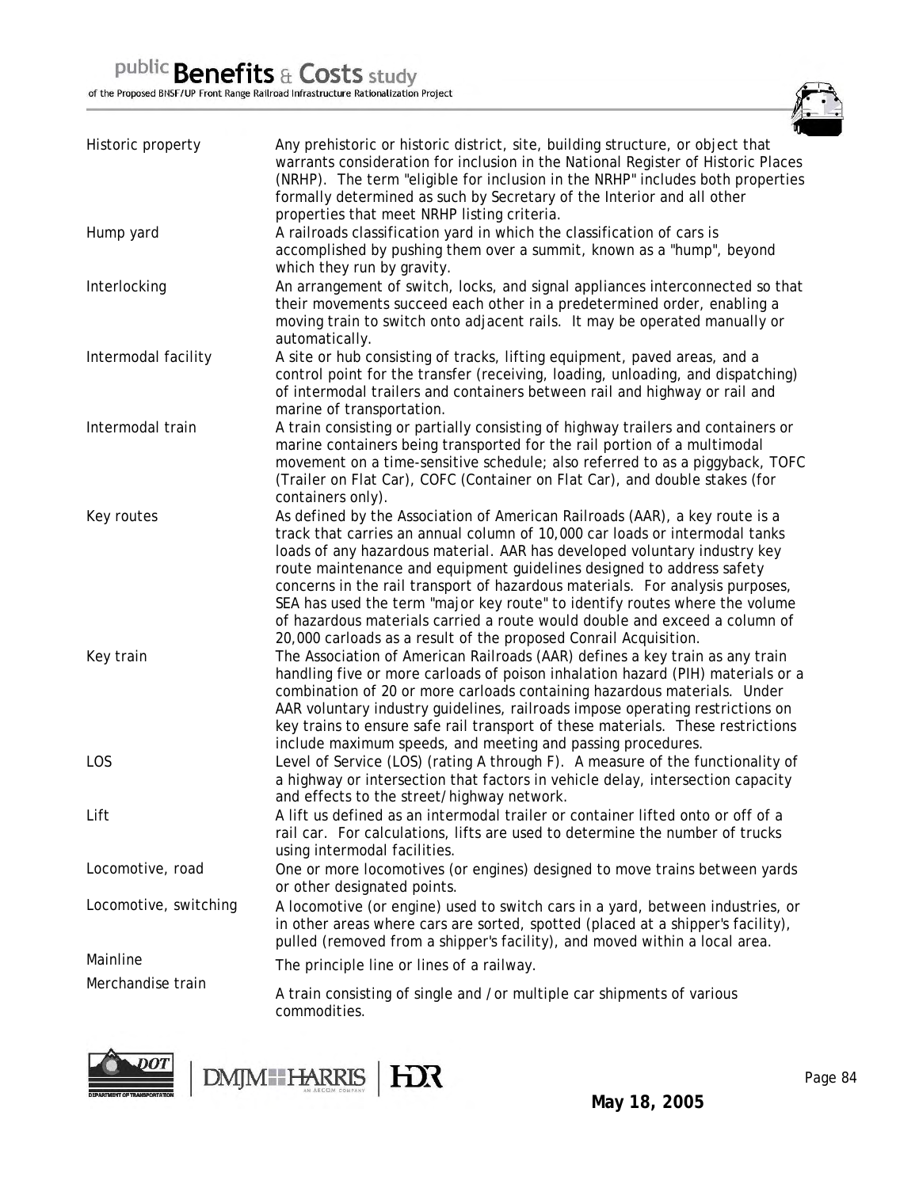| | |
|---|---|
| Historic property | Any prehistoric or historic district, site, building structure, or object that warrants consideration for inclusion in the National Register of Historic Places (NRHP). The term "eligible for inclusion in the NRHP" includes both properties formally determined as such by Secretary of the Interior and all other properties that meet NRHP listing criteria. |
| Hump yard | A railroads classification yard in which the classification of cars is accomplished by pushing them over a summit, known as a "hump", beyond which they run by gravity. |
| Interlocking | An arrangement of switch, locks, and signal appliances interconnected so that their movements succeed each other in a predetermined order, enabling a moving train to switch onto adjacent rails. It may be operated manually or automatically. |
| Intermodal facility | A site or hub consisting of tracks, lifting equipment, paved areas, and a control point for the transfer (receiving, loading, unloading, and dispatching) of intermodal trailers and containers between rail and highway or rail and marine of transportation. |
| Intermodal train | A train consisting or partially consisting of highway trailers and containers or marine containers being transported for the rail portion of a multimodal movement on a time-sensitive schedule; also referred to as a piggyback, TOFC (Trailer on Flat Car), COFC (Container on Flat Car), and double stakes (for containers only). |
| Key routes | As defined by the Association of American Railroads (AAR), a key route is a track that carries an annual column of 10,000 car loads or intermodal tanks loads of any hazardous material. AAR has developed voluntary industry key route maintenance and equipment guidelines designed to address safety concerns in the rail transport of hazardous materials. For analysis purposes, SEA has used the term "major key route" to identify routes where the volume of hazardous materials carried a route would double and exceed a column of 20,000 carloads as a result of the proposed Conrail Acquisition. |
| Key train | The Association of American Railroads (AAR) defines a key train as any train handling five or more carloads of poison inhalation hazard (PIH) materials or a combination of 20 or more carloads containing hazardous materials. Under AAR voluntary industry guidelines, railroads impose operating restrictions on key trains to ensure safe rail transport of these materials. These restrictions include maximum speeds, and meeting and passing procedures. |
| LOS | Level of Service (LOS) (rating A through F). A measure of the functionality of a highway or intersection that factors in vehicle delay, intersection capacity and effects to the street/highway network. |
| Lift | A lift us defined as an intermodal trailer or container lifted onto or off of a rail car. For calculations, lifts are used to determine the number of trucks using intermodal facilities. |
| Locomotive, road | One or more locomotives (or engines) designed to move trains between yards or other designated points. |
| Locomotive, switching | A locomotive (or engine) used to switch cars in a yard, between industries, or in other areas where cars are sorted, spotted (placed at a shipper's facility), pulled (removed from a shipper's facility), and moved within a local area. |
| Mainline | The principle line or lines of a railway. |
| Merchandise train | A train consisting of single and /or multiple car shipments of various commodities. |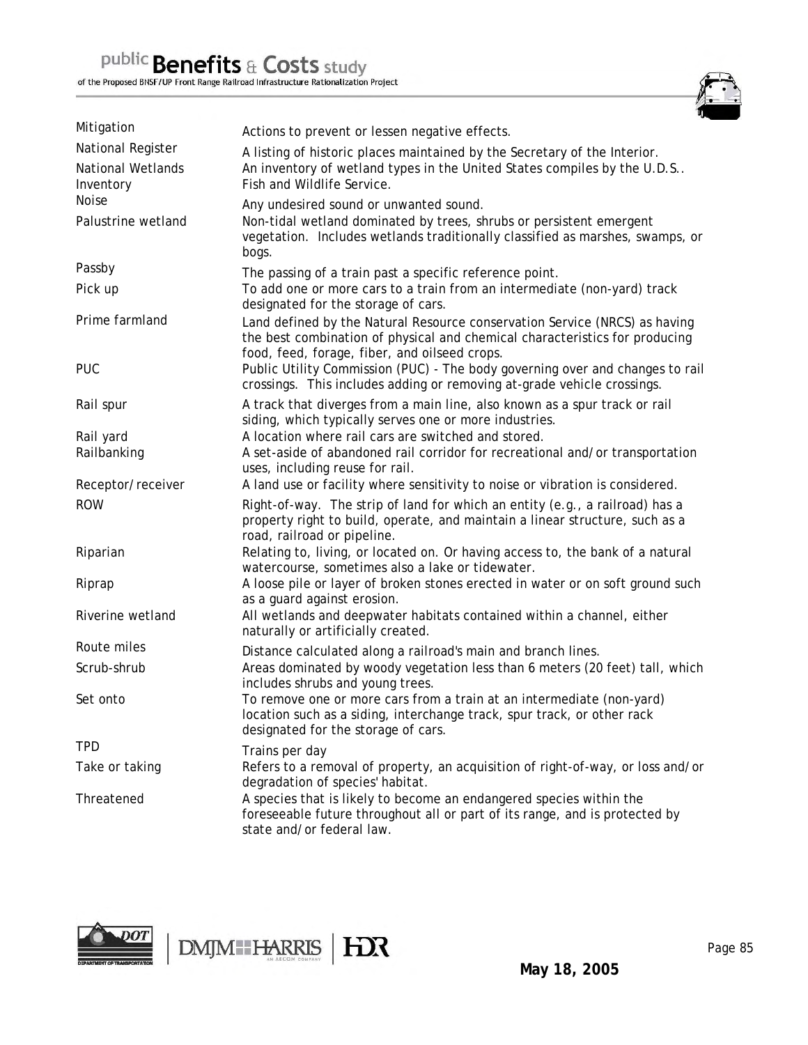| | |
|---|---|
| Mitigation | Actions to prevent or lessen negative effects. |
| National Register | A listing of historic places maintained by the Secretary of the Interior. |
| National Wetlands Inventory | An inventory of wetland types in the United States compiles by the U.D.S.. Fish and Wildlife Service. |
| Noise | Any undesired sound or unwanted sound. |
| Palustrine wetland | Non-tidal wetland dominated by trees, shrubs or persistent emergent vegetation. Includes wetlands traditionally classified as marshes, swamps, or bogs. |
| Passby | The passing of a train past a specific reference point. |
| Pick up | To add one or more cars to a train from an intermediate (non-yard) track designated for the storage of cars. |
| Prime farmland | Land defined by the Natural Resource conservation Service (NRCS) as having the best combination of physical and chemical characteristics for producing food, feed, forage, fiber, and oilseed crops. |
| PUC | Public Utility Commission (PUC) - The body governing over and changes to rail crossings. This includes adding or removing at-grade vehicle crossings. |
| Rail spur | A track that diverges from a main line, also known as a spur track or rail siding, which typically serves one or more industries. |
| Rail yard | A location where rail cars are switched and stored. |
| Railbanking | A set-aside of abandoned rail corridor for recreational and/or transportation uses, including reuse for rail. |
| Receptor/receiver | A land use or facility where sensitivity to noise or vibration is considered. |
| ROW | Right-of-way. The strip of land for which an entity (e.g., a railroad) has a property right to build, operate, and maintain a linear structure, such as a road, railroad or pipeline. |
| Riparian | Relating to, living, or located on. Or having access to, the bank of a natural watercourse, sometimes also a lake or tidewater. |
| Riprap | A loose pile or layer of broken stones erected in water or on soft ground such as a guard against erosion. |
| Riverine wetland | All wetlands and deepwater habitats contained within a channel, either naturally or artificially created. |
| Route miles | Distance calculated along a railroad's main and branch lines. |
| Scrub-shrub | Areas dominated by woody vegetation less than 6 meters (20 feet) tall, which includes shrubs and young trees. |
| Set onto | To remove one or more cars from a train at an intermediate (non-yard) location such as a siding, interchange track, spur track, or other rack designated for the storage of cars. |
| TPD | Trains per day |
| Take or taking | Refers to a removal of property, an acquisition of right-of-way, or loss and/or degradation of species' habitat. |
| Threatened | A species that is likely to become an endangered species within the foreseeable future throughout all or part of its range, and is protected by state and/or federal law. |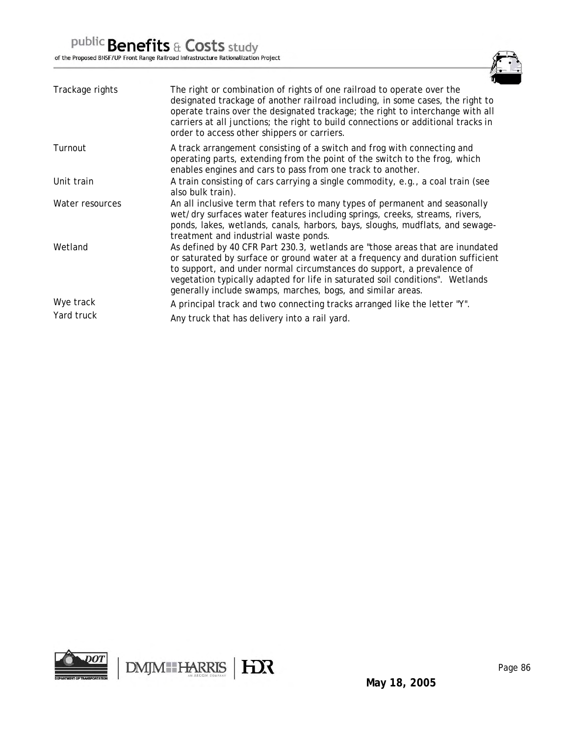| | |
|---|---|
| Trackage rights | The right or combination of rights of one railroad to operate over the designated trackage of another railroad including, in some cases, the right to operate trains over the designated trackage; the right to interchange with all carriers at all junctions; the right to build connections or additional tracks in order to access other shippers or carriers. |
| Turnout | A track arrangement consisting of a switch and frog with connecting and operating parts, extending from the point of the switch to the frog, which enables engines and cars to pass from one track to another. |
| Unit train | A train consisting of cars carrying a single commodity, e.g., a coal train (see also bulk train). |
| Water resources | An all inclusive term that refers to many types of permanent and seasonally wet/dry surfaces water features including springs, creeks, streams, rivers, ponds, lakes, wetlands, canals, harbors, bays, sloughs, mudflats, and sewage-treatment and industrial waste ponds. |
| Wetland | As defined by 40 CFR Part 230.3, wetlands are "those areas that are inundated or saturated by surface or ground water at a frequency and duration sufficient to support, and under normal circumstances do support, a prevalence of vegetation typically adapted for life in saturated soil conditions". Wetlands generally include swamps, marches, bogs, and similar areas. |
| Wye track | A principal track and two connecting tracks arranged like the letter "Y". |
| Yard truck | Any truck that has delivery into a rail yard. |

**May 18, 2005**